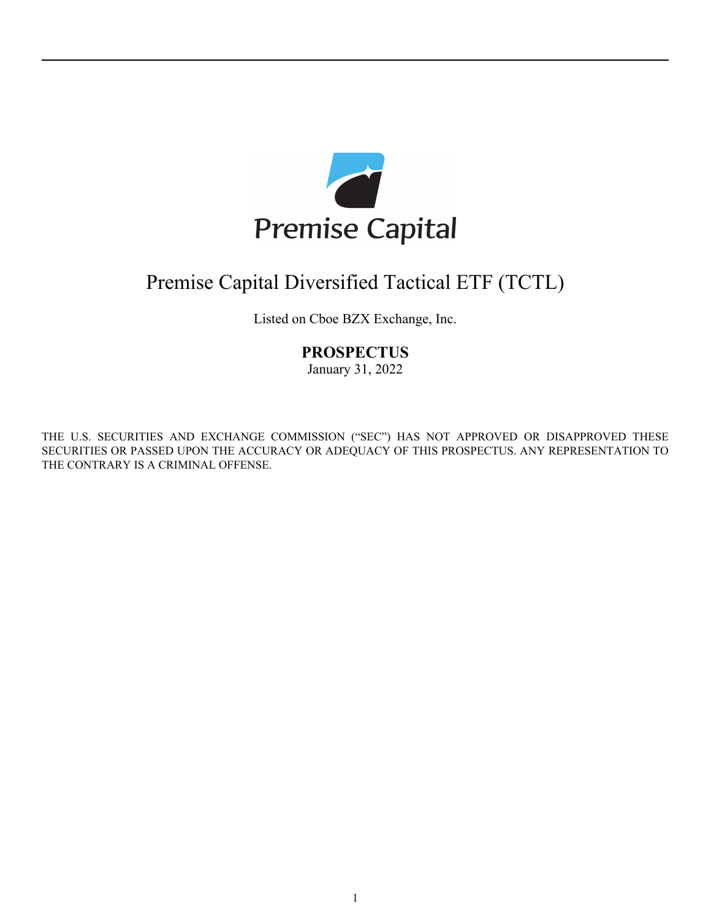Premise Capital

# Premise Capital Diversified Tactical ETF (TCTL)

Listed on Cboe BZX Exchange, Inc.

**PROSPECTUS**

January 31, 2022

THE U.S. SECURITIES AND EXCHANGE COMMISSION ("SEC") HAS NOT APPROVED OR DISAPPROVED THESE SECURITIES OR PASSED UPON THE ACCURACY OR ADEQUACY OF THIS PROSPECTUS. ANY REPRESENTATION TO THE CONTRARY IS A CRIMINAL OFFENSE.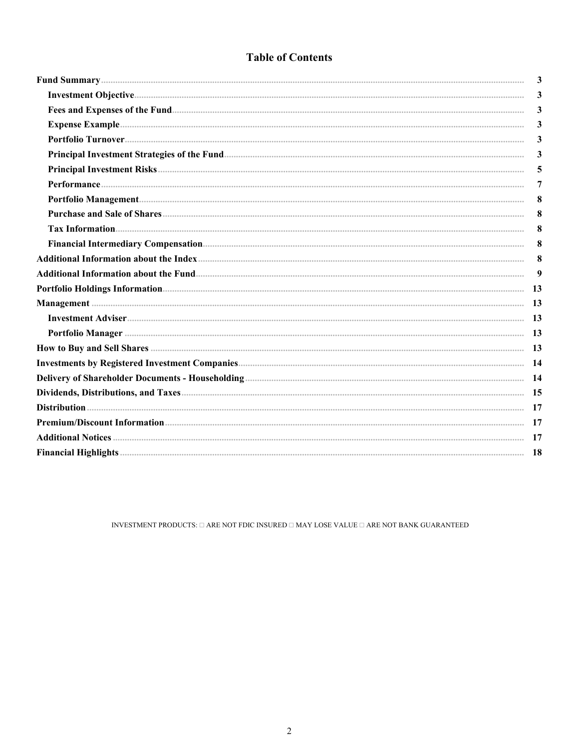# Table of Contents

| | |
|---|---|
| **Fund Summary** | **3** |
| **Investment Objective** | **3** |
| **Fees and Expenses of the Fund** | **3** |
| **Expense Example** | **3** |
| **Portfolio Turnover** | **3** |
| **Principal Investment Strategies of the Fund** | **3** |
| **Principal Investment Risks** | **5** |
| **Performance** | **7** |
| **Portfolio Management** | **8** |
| **Purchase and Sale of Shares** | **8** |
| **Tax Information** | **8** |
| **Financial Intermediary Compensation** | **8** |
| **Additional Information about the Index** | **8** |
| **Additional Information about the Fund** | **9** |
| **Portfolio Holdings Information** | **13** |
| **Management** | **13** |
| **Investment Adviser** | **13** |
| **Portfolio Manager** | **13** |
| **How to Buy and Sell Shares** | **13** |
| **Investments by Registered Investment Companies** | **14** |
| **Delivery of Shareholder Documents - Householding** | **14** |
| **Dividends, Distributions, and Taxes** | **15** |
| **Distribution** | **17** |
| **Premium/Discount Information** | **17** |
| **Additional Notices** | **17** |
| **Financial Highlights** | **18** |

INVESTMENT PRODUCTS: □ ARE NOT FDIC INSURED □ MAY LOSE VALUE □ ARE NOT BANK GUARANTEED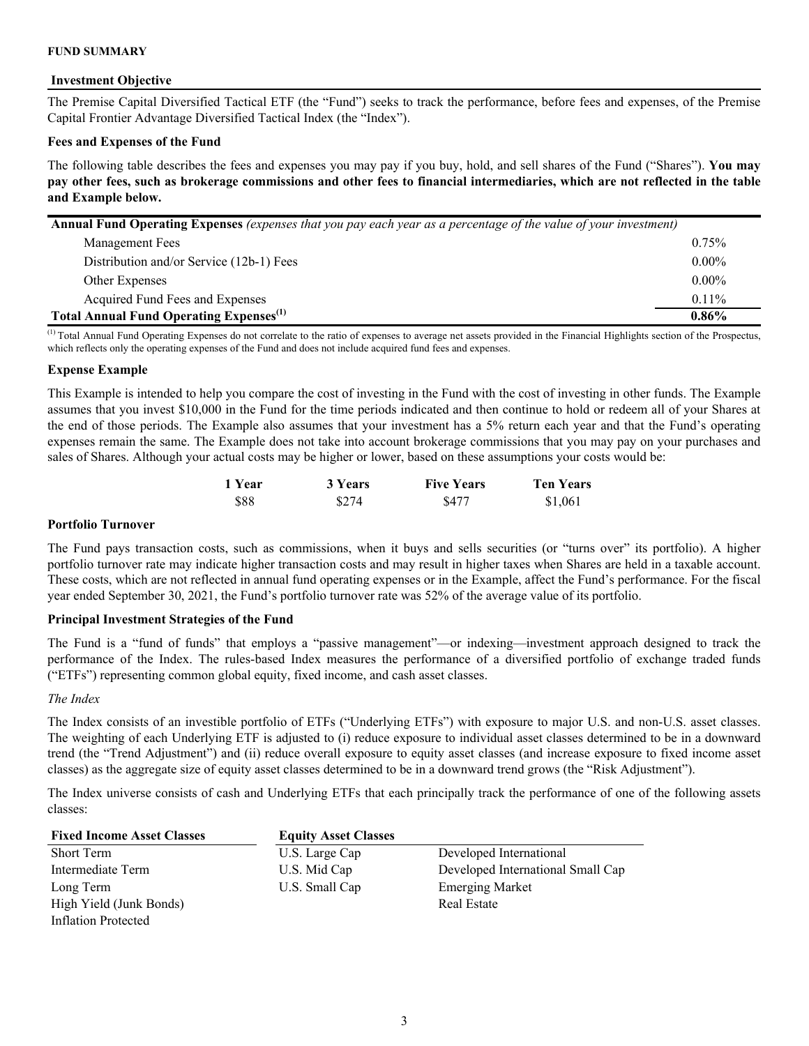**FUND SUMMARY**

### Investment Objective

The Premise Capital Diversified Tactical ETF (the "Fund") seeks to track the performance, before fees and expenses, of the Premise Capital Frontier Advantage Diversified Tactical Index (the "Index").

### Fees and Expenses of the Fund

The following table describes the fees and expenses you may pay if you buy, hold, and sell shares of the Fund ("Shares"). **You may pay other fees, such as brokerage commissions and other fees to financial intermediaries, which are not reflected in the table and Example below.**

| **Annual Fund Operating Expenses** *(expenses that you pay each year as a percentage of the value of your investment)* | |
|---|---|
| Management Fees | 0.75% |
| Distribution and/or Service (12b-1) Fees | 0.00% |
| Other Expenses | 0.00% |
| Acquired Fund Fees and Expenses | 0.11% |
| **Total Annual Fund Operating Expenses[(1)]** | **0.86%** |

[(1)] Total Annual Fund Operating Expenses do not correlate to the ratio of expenses to average net assets provided in the Financial Highlights section of the Prospectus, which reflects only the operating expenses of the Fund and does not include acquired fund fees and expenses.

### Expense Example

This Example is intended to help you compare the cost of investing in the Fund with the cost of investing in other funds. The Example assumes that you invest $10,000 in the Fund for the time periods indicated and then continue to hold or redeem all of your Shares at the end of those periods. The Example also assumes that your investment has a 5% return each year and that the Fund's operating expenses remain the same. The Example does not take into account brokerage commissions that you may pay on your purchases and sales of Shares. Although your actual costs may be higher or lower, based on these assumptions your costs would be:

| 1 Year | 3 Years | Five Years | Ten Years |
|---|---|---|---|
| $88 | $274 | $477 | $1,061 |

### Portfolio Turnover

The Fund pays transaction costs, such as commissions, when it buys and sells securities (or "turns over" its portfolio). A higher portfolio turnover rate may indicate higher transaction costs and may result in higher taxes when Shares are held in a taxable account. These costs, which are not reflected in annual fund operating expenses or in the Example, affect the Fund's performance. For the fiscal year ended September 30, 2021, the Fund's portfolio turnover rate was 52% of the average value of its portfolio.

### Principal Investment Strategies of the Fund

The Fund is a "fund of funds" that employs a "passive management"—or indexing—investment approach designed to track the performance of the Index. The rules-based Index measures the performance of a diversified portfolio of exchange traded funds ("ETFs") representing common global equity, fixed income, and cash asset classes.

*The Index*

The Index consists of an investible portfolio of ETFs ("Underlying ETFs") with exposure to major U.S. and non-U.S. asset classes. The weighting of each Underlying ETF is adjusted to (i) reduce exposure to individual asset classes determined to be in a downward trend (the "Trend Adjustment") and (ii) reduce overall exposure to equity asset classes (and increase exposure to fixed income asset classes) as the aggregate size of equity asset classes determined to be in a downward trend grows (the "Risk Adjustment").

The Index universe consists of cash and Underlying ETFs that each principally track the performance of one of the following assets classes:

| Fixed Income Asset Classes | Equity Asset Classes | |
|---|---|---|
| Short Term | U.S. Large Cap | Developed International |
| Intermediate Term | U.S. Mid Cap | Developed International Small Cap |
| Long Term | U.S. Small Cap | Emerging Market |
| High Yield (Junk Bonds) | | Real Estate |
| Inflation Protected | | |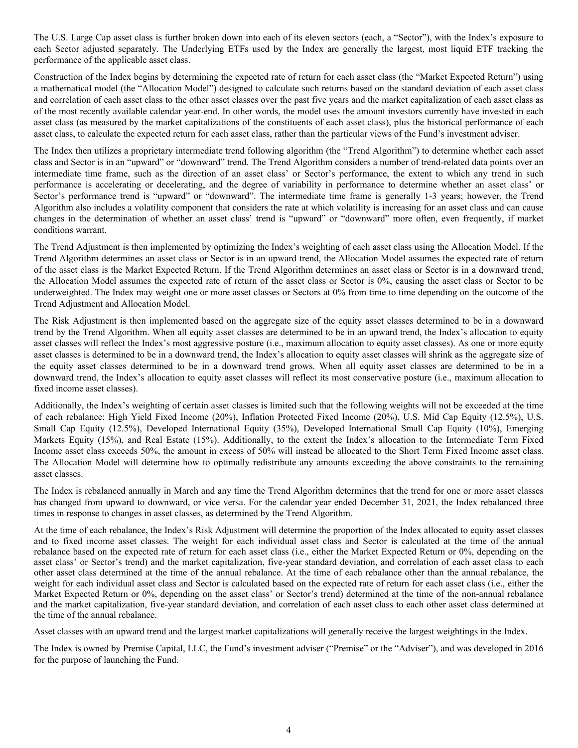The U.S. Large Cap asset class is further broken down into each of its eleven sectors (each, a "Sector"), with the Index's exposure to each Sector adjusted separately. The Underlying ETFs used by the Index are generally the largest, most liquid ETF tracking the performance of the applicable asset class.

Construction of the Index begins by determining the expected rate of return for each asset class (the "Market Expected Return") using a mathematical model (the "Allocation Model") designed to calculate such returns based on the standard deviation of each asset class and correlation of each asset class to the other asset classes over the past five years and the market capitalization of each asset class as of the most recently available calendar year-end. In other words, the model uses the amount investors currently have invested in each asset class (as measured by the market capitalizations of the constituents of each asset class), plus the historical performance of each asset class, to calculate the expected return for each asset class, rather than the particular views of the Fund's investment adviser.

The Index then utilizes a proprietary intermediate trend following algorithm (the "Trend Algorithm") to determine whether each asset class and Sector is in an "upward" or "downward" trend. The Trend Algorithm considers a number of trend-related data points over an intermediate time frame, such as the direction of an asset class' or Sector's performance, the extent to which any trend in such performance is accelerating or decelerating, and the degree of variability in performance to determine whether an asset class' or Sector's performance trend is "upward" or "downward". The intermediate time frame is generally 1-3 years; however, the Trend Algorithm also includes a volatility component that considers the rate at which volatility is increasing for an asset class and can cause changes in the determination of whether an asset class' trend is "upward" or "downward" more often, even frequently, if market conditions warrant.

The Trend Adjustment is then implemented by optimizing the Index's weighting of each asset class using the Allocation Model. If the Trend Algorithm determines an asset class or Sector is in an upward trend, the Allocation Model assumes the expected rate of return of the asset class is the Market Expected Return. If the Trend Algorithm determines an asset class or Sector is in a downward trend, the Allocation Model assumes the expected rate of return of the asset class or Sector is 0%, causing the asset class or Sector to be underweighted. The Index may weight one or more asset classes or Sectors at 0% from time to time depending on the outcome of the Trend Adjustment and Allocation Model.

The Risk Adjustment is then implemented based on the aggregate size of the equity asset classes determined to be in a downward trend by the Trend Algorithm. When all equity asset classes are determined to be in an upward trend, the Index's allocation to equity asset classes will reflect the Index's most aggressive posture (i.e., maximum allocation to equity asset classes). As one or more equity asset classes is determined to be in a downward trend, the Index's allocation to equity asset classes will shrink as the aggregate size of the equity asset classes determined to be in a downward trend grows. When all equity asset classes are determined to be in a downward trend, the Index's allocation to equity asset classes will reflect its most conservative posture (i.e., maximum allocation to fixed income asset classes).

Additionally, the Index's weighting of certain asset classes is limited such that the following weights will not be exceeded at the time of each rebalance: High Yield Fixed Income (20%), Inflation Protected Fixed Income (20%), U.S. Mid Cap Equity (12.5%), U.S. Small Cap Equity (12.5%), Developed International Equity (35%), Developed International Small Cap Equity (10%), Emerging Markets Equity (15%), and Real Estate (15%). Additionally, to the extent the Index's allocation to the Intermediate Term Fixed Income asset class exceeds 50%, the amount in excess of 50% will instead be allocated to the Short Term Fixed Income asset class. The Allocation Model will determine how to optimally redistribute any amounts exceeding the above constraints to the remaining asset classes.

The Index is rebalanced annually in March and any time the Trend Algorithm determines that the trend for one or more asset classes has changed from upward to downward, or vice versa. For the calendar year ended December 31, 2021, the Index rebalanced three times in response to changes in asset classes, as determined by the Trend Algorithm.

At the time of each rebalance, the Index's Risk Adjustment will determine the proportion of the Index allocated to equity asset classes and to fixed income asset classes. The weight for each individual asset class and Sector is calculated at the time of the annual rebalance based on the expected rate of return for each asset class (i.e., either the Market Expected Return or 0%, depending on the asset class' or Sector's trend) and the market capitalization, five-year standard deviation, and correlation of each asset class to each other asset class determined at the time of the annual rebalance. At the time of each rebalance other than the annual rebalance, the weight for each individual asset class and Sector is calculated based on the expected rate of return for each asset class (i.e., either the Market Expected Return or 0%, depending on the asset class' or Sector's trend) determined at the time of the non-annual rebalance and the market capitalization, five-year standard deviation, and correlation of each asset class to each other asset class determined at the time of the annual rebalance.

Asset classes with an upward trend and the largest market capitalizations will generally receive the largest weightings in the Index.

The Index is owned by Premise Capital, LLC, the Fund's investment adviser ("Premise" or the "Adviser"), and was developed in 2016 for the purpose of launching the Fund.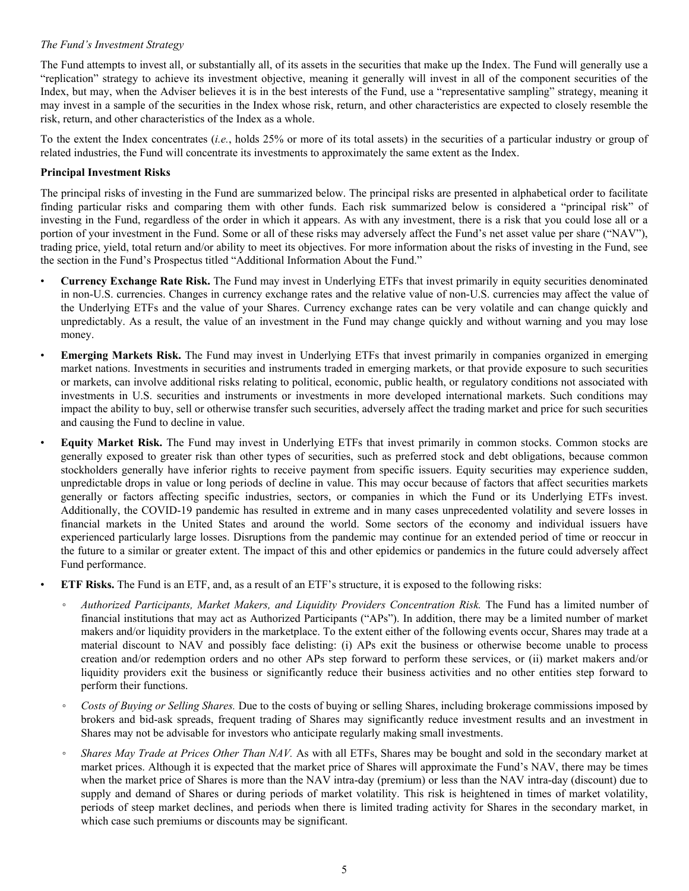*The Fund's Investment Strategy*

The Fund attempts to invest all, or substantially all, of its assets in the securities that make up the Index. The Fund will generally use a "replication" strategy to achieve its investment objective, meaning it generally will invest in all of the component securities of the Index, but may, when the Adviser believes it is in the best interests of the Fund, use a "representative sampling" strategy, meaning it may invest in a sample of the securities in the Index whose risk, return, and other characteristics are expected to closely resemble the risk, return, and other characteristics of the Index as a whole.

To the extent the Index concentrates (*i.e.*, holds 25% or more of its total assets) in the securities of a particular industry or group of related industries, the Fund will concentrate its investments to approximately the same extent as the Index.

**Principal Investment Risks**

The principal risks of investing in the Fund are summarized below. The principal risks are presented in alphabetical order to facilitate finding particular risks and comparing them with other funds. Each risk summarized below is considered a "principal risk" of investing in the Fund, regardless of the order in which it appears. As with any investment, there is a risk that you could lose all or a portion of your investment in the Fund. Some or all of these risks may adversely affect the Fund's net asset value per share ("NAV"), trading price, yield, total return and/or ability to meet its objectives. For more information about the risks of investing in the Fund, see the section in the Fund's Prospectus titled "Additional Information About the Fund."

- **Currency Exchange Rate Risk.** The Fund may invest in Underlying ETFs that invest primarily in equity securities denominated in non-U.S. currencies. Changes in currency exchange rates and the relative value of non-U.S. currencies may affect the value of the Underlying ETFs and the value of your Shares. Currency exchange rates can be very volatile and can change quickly and unpredictably. As a result, the value of an investment in the Fund may change quickly and without warning and you may lose money.
- **Emerging Markets Risk.** The Fund may invest in Underlying ETFs that invest primarily in companies organized in emerging market nations. Investments in securities and instruments traded in emerging markets, or that provide exposure to such securities or markets, can involve additional risks relating to political, economic, public health, or regulatory conditions not associated with investments in U.S. securities and instruments or investments in more developed international markets. Such conditions may impact the ability to buy, sell or otherwise transfer such securities, adversely affect the trading market and price for such securities and causing the Fund to decline in value.
- **Equity Market Risk.** The Fund may invest in Underlying ETFs that invest primarily in common stocks. Common stocks are generally exposed to greater risk than other types of securities, such as preferred stock and debt obligations, because common stockholders generally have inferior rights to receive payment from specific issuers. Equity securities may experience sudden, unpredictable drops in value or long periods of decline in value. This may occur because of factors that affect securities markets generally or factors affecting specific industries, sectors, or companies in which the Fund or its Underlying ETFs invest. Additionally, the COVID-19 pandemic has resulted in extreme and in many cases unprecedented volatility and severe losses in financial markets in the United States and around the world. Some sectors of the economy and individual issuers have experienced particularly large losses. Disruptions from the pandemic may continue for an extended period of time or reoccur in the future to a similar or greater extent. The impact of this and other epidemics or pandemics in the future could adversely affect Fund performance.
- **ETF Risks.** The Fund is an ETF, and, as a result of an ETF's structure, it is exposed to the following risks:
  - *Authorized Participants, Market Makers, and Liquidity Providers Concentration Risk.* The Fund has a limited number of financial institutions that may act as Authorized Participants ("APs"). In addition, there may be a limited number of market makers and/or liquidity providers in the marketplace. To the extent either of the following events occur, Shares may trade at a material discount to NAV and possibly face delisting: (i) APs exit the business or otherwise become unable to process creation and/or redemption orders and no other APs step forward to perform these services, or (ii) market makers and/or liquidity providers exit the business or significantly reduce their business activities and no other entities step forward to perform their functions.
  - *Costs of Buying or Selling Shares.* Due to the costs of buying or selling Shares, including brokerage commissions imposed by brokers and bid-ask spreads, frequent trading of Shares may significantly reduce investment results and an investment in Shares may not be advisable for investors who anticipate regularly making small investments.
  - *Shares May Trade at Prices Other Than NAV.* As with all ETFs, Shares may be bought and sold in the secondary market at market prices. Although it is expected that the market price of Shares will approximate the Fund's NAV, there may be times when the market price of Shares is more than the NAV intra-day (premium) or less than the NAV intra-day (discount) due to supply and demand of Shares or during periods of market volatility. This risk is heightened in times of market volatility, periods of steep market declines, and periods when there is limited trading activity for Shares in the secondary market, in which case such premiums or discounts may be significant.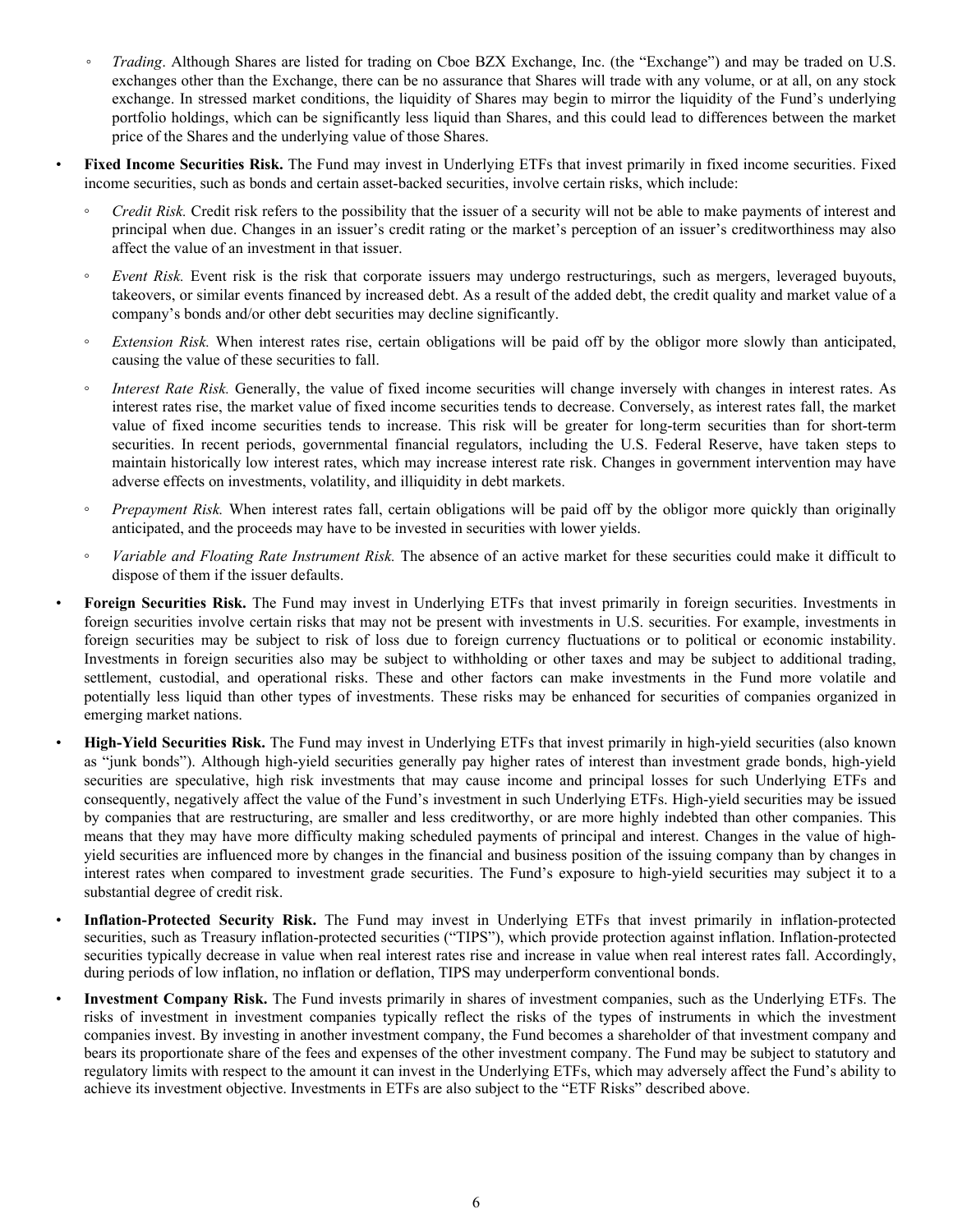- *Trading*. Although Shares are listed for trading on Cboe BZX Exchange, Inc. (the "Exchange") and may be traded on U.S. exchanges other than the Exchange, there can be no assurance that Shares will trade with any volume, or at all, on any stock exchange. In stressed market conditions, the liquidity of Shares may begin to mirror the liquidity of the Fund's underlying portfolio holdings, which can be significantly less liquid than Shares, and this could lead to differences between the market price of the Shares and the underlying value of those Shares.

- **Fixed Income Securities Risk.** The Fund may invest in Underlying ETFs that invest primarily in fixed income securities. Fixed income securities, such as bonds and certain asset-backed securities, involve certain risks, which include:
  - *Credit Risk.* Credit risk refers to the possibility that the issuer of a security will not be able to make payments of interest and principal when due. Changes in an issuer's credit rating or the market's perception of an issuer's creditworthiness may also affect the value of an investment in that issuer.
  - *Event Risk.* Event risk is the risk that corporate issuers may undergo restructurings, such as mergers, leveraged buyouts, takeovers, or similar events financed by increased debt. As a result of the added debt, the credit quality and market value of a company's bonds and/or other debt securities may decline significantly.
  - *Extension Risk.* When interest rates rise, certain obligations will be paid off by the obligor more slowly than anticipated, causing the value of these securities to fall.
  - *Interest Rate Risk.* Generally, the value of fixed income securities will change inversely with changes in interest rates. As interest rates rise, the market value of fixed income securities tends to decrease. Conversely, as interest rates fall, the market value of fixed income securities tends to increase. This risk will be greater for long-term securities than for short-term securities. In recent periods, governmental financial regulators, including the U.S. Federal Reserve, have taken steps to maintain historically low interest rates, which may increase interest rate risk. Changes in government intervention may have adverse effects on investments, volatility, and illiquidity in debt markets.
  - *Prepayment Risk.* When interest rates fall, certain obligations will be paid off by the obligor more quickly than originally anticipated, and the proceeds may have to be invested in securities with lower yields.
  - *Variable and Floating Rate Instrument Risk.* The absence of an active market for these securities could make it difficult to dispose of them if the issuer defaults.

- **Foreign Securities Risk.** The Fund may invest in Underlying ETFs that invest primarily in foreign securities. Investments in foreign securities involve certain risks that may not be present with investments in U.S. securities. For example, investments in foreign securities may be subject to risk of loss due to foreign currency fluctuations or to political or economic instability. Investments in foreign securities also may be subject to withholding or other taxes and may be subject to additional trading, settlement, custodial, and operational risks. These and other factors can make investments in the Fund more volatile and potentially less liquid than other types of investments. These risks may be enhanced for securities of companies organized in emerging market nations.

- **High-Yield Securities Risk.** The Fund may invest in Underlying ETFs that invest primarily in high-yield securities (also known as "junk bonds"). Although high-yield securities generally pay higher rates of interest than investment grade bonds, high-yield securities are speculative, high risk investments that may cause income and principal losses for such Underlying ETFs and consequently, negatively affect the value of the Fund's investment in such Underlying ETFs. High-yield securities may be issued by companies that are restructuring, are smaller and less creditworthy, or are more highly indebted than other companies. This means that they may have more difficulty making scheduled payments of principal and interest. Changes in the value of high-yield securities are influenced more by changes in the financial and business position of the issuing company than by changes in interest rates when compared to investment grade securities. The Fund's exposure to high-yield securities may subject it to a substantial degree of credit risk.

- **Inflation-Protected Security Risk.** The Fund may invest in Underlying ETFs that invest primarily in inflation-protected securities, such as Treasury inflation-protected securities ("TIPS"), which provide protection against inflation. Inflation-protected securities typically decrease in value when real interest rates rise and increase in value when real interest rates fall. Accordingly, during periods of low inflation, no inflation or deflation, TIPS may underperform conventional bonds.

- **Investment Company Risk.** The Fund invests primarily in shares of investment companies, such as the Underlying ETFs. The risks of investment in investment companies typically reflect the risks of the types of instruments in which the investment companies invest. By investing in another investment company, the Fund becomes a shareholder of that investment company and bears its proportionate share of the fees and expenses of the other investment company. The Fund may be subject to statutory and regulatory limits with respect to the amount it can invest in the Underlying ETFs, which may adversely affect the Fund's ability to achieve its investment objective. Investments in ETFs are also subject to the "ETF Risks" described above.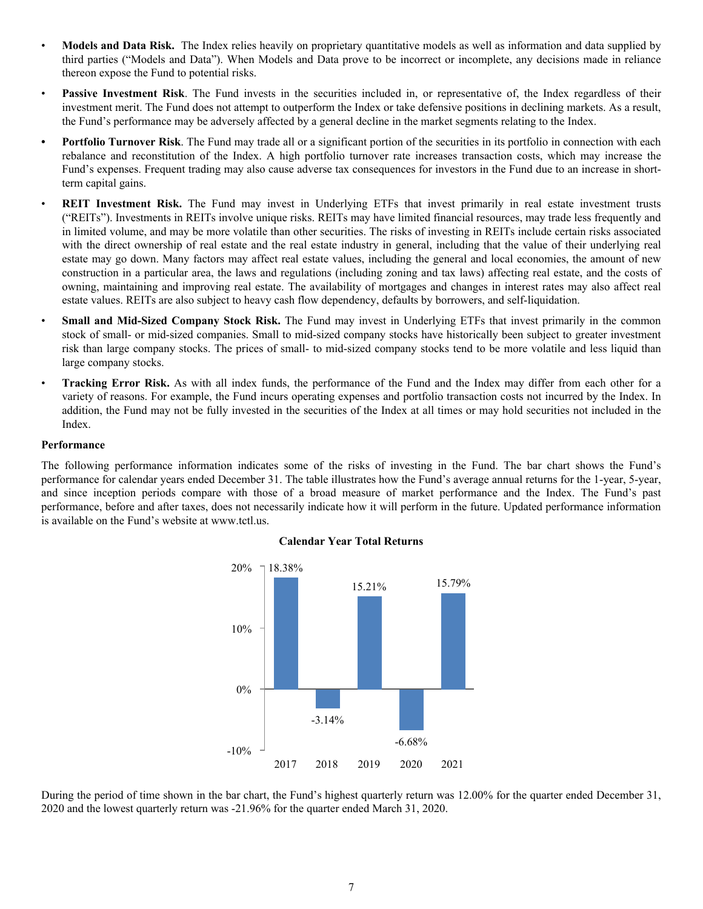- **Models and Data Risk.** The Index relies heavily on proprietary quantitative models as well as information and data supplied by third parties ("Models and Data"). When Models and Data prove to be incorrect or incomplete, any decisions made in reliance thereon expose the Fund to potential risks.

- **Passive Investment Risk**. The Fund invests in the securities included in, or representative of, the Index regardless of their investment merit. The Fund does not attempt to outperform the Index or take defensive positions in declining markets. As a result, the Fund's performance may be adversely affected by a general decline in the market segments relating to the Index.

- **Portfolio Turnover Risk**. The Fund may trade all or a significant portion of the securities in its portfolio in connection with each rebalance and reconstitution of the Index. A high portfolio turnover rate increases transaction costs, which may increase the Fund's expenses. Frequent trading may also cause adverse tax consequences for investors in the Fund due to an increase in short-term capital gains.

- **REIT Investment Risk.** The Fund may invest in Underlying ETFs that invest primarily in real estate investment trusts ("REITs"). Investments in REITs involve unique risks. REITs may have limited financial resources, may trade less frequently and in limited volume, and may be more volatile than other securities. The risks of investing in REITs include certain risks associated with the direct ownership of real estate and the real estate industry in general, including that the value of their underlying real estate may go down. Many factors may affect real estate values, including the general and local economies, the amount of new construction in a particular area, the laws and regulations (including zoning and tax laws) affecting real estate, and the costs of owning, maintaining and improving real estate. The availability of mortgages and changes in interest rates may also affect real estate values. REITs are also subject to heavy cash flow dependency, defaults by borrowers, and self-liquidation.

- **Small and Mid-Sized Company Stock Risk.** The Fund may invest in Underlying ETFs that invest primarily in the common stock of small- or mid-sized companies. Small to mid-sized company stocks have historically been subject to greater investment risk than large company stocks. The prices of small- to mid-sized company stocks tend to be more volatile and less liquid than large company stocks.

- **Tracking Error Risk.** As with all index funds, the performance of the Fund and the Index may differ from each other for a variety of reasons. For example, the Fund incurs operating expenses and portfolio transaction costs not incurred by the Index. In addition, the Fund may not be fully invested in the securities of the Index at all times or may hold securities not included in the Index.

**Performance**

The following performance information indicates some of the risks of investing in the Fund. The bar chart shows the Fund's performance for calendar years ended December 31. The table illustrates how the Fund's average annual returns for the 1-year, 5-year, and since inception periods compare with those of a broad measure of market performance and the Index. The Fund's past performance, before and after taxes, does not necessarily indicate how it will perform in the future. Updated performance information is available on the Fund's website at www.tctl.us.

**Calendar Year Total Returns**

| Year | Total Return |
|---|---|
| 2017 | 18.38% |
| 2018 | -3.14% |
| 2019 | 15.21% |
| 2020 | -6.68% |
| 2021 | 15.79% |

During the period of time shown in the bar chart, the Fund's highest quarterly return was 12.00% for the quarter ended December 31, 2020 and the lowest quarterly return was -21.96% for the quarter ended March 31, 2020.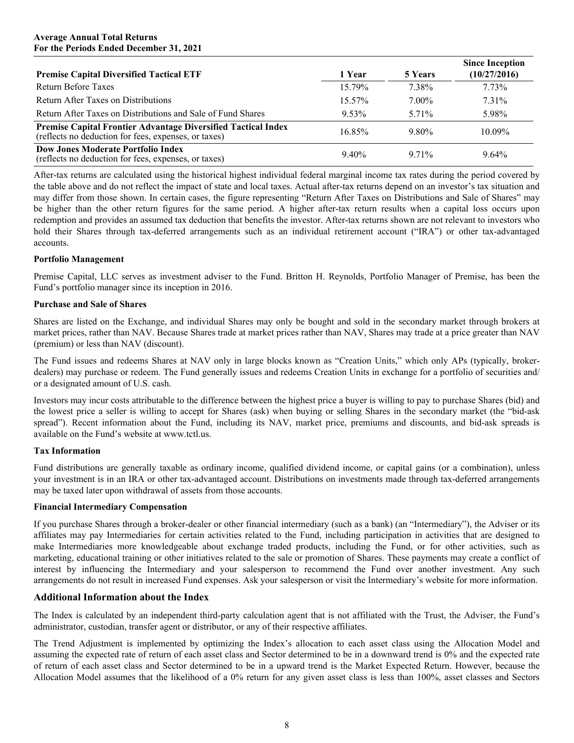**Average Annual Total Returns**
**For the Periods Ended December 31, 2021**

| Premise Capital Diversified Tactical ETF | 1 Year | 5 Years | Since Inception (10/27/2016) |
|---|---|---|---|
| Return Before Taxes | 15.79% | 7.38% | 7.73% |
| Return After Taxes on Distributions | 15.57% | 7.00% | 7.31% |
| Return After Taxes on Distributions and Sale of Fund Shares | 9.53% | 5.71% | 5.98% |
| **Premise Capital Frontier Advantage Diversified Tactical Index** (reflects no deduction for fees, expenses, or taxes) | 16.85% | 9.80% | 10.09% |
| **Dow Jones Moderate Portfolio Index** (reflects no deduction for fees, expenses, or taxes) | 9.40% | 9.71% | 9.64% |

After-tax returns are calculated using the historical highest individual federal marginal income tax rates during the period covered by the table above and do not reflect the impact of state and local taxes. Actual after-tax returns depend on an investor's tax situation and may differ from those shown. In certain cases, the figure representing "Return After Taxes on Distributions and Sale of Shares" may be higher than the other return figures for the same period. A higher after-tax return results when a capital loss occurs upon redemption and provides an assumed tax deduction that benefits the investor. After-tax returns shown are not relevant to investors who hold their Shares through tax-deferred arrangements such as an individual retirement account ("IRA") or other tax-advantaged accounts.

**Portfolio Management**

Premise Capital, LLC serves as investment adviser to the Fund. Britton H. Reynolds, Portfolio Manager of Premise, has been the Fund's portfolio manager since its inception in 2016.

**Purchase and Sale of Shares**

Shares are listed on the Exchange, and individual Shares may only be bought and sold in the secondary market through brokers at market prices, rather than NAV. Because Shares trade at market prices rather than NAV, Shares may trade at a price greater than NAV (premium) or less than NAV (discount).

The Fund issues and redeems Shares at NAV only in large blocks known as "Creation Units," which only APs (typically, broker-dealers) may purchase or redeem. The Fund generally issues and redeems Creation Units in exchange for a portfolio of securities and/or a designated amount of U.S. cash.

Investors may incur costs attributable to the difference between the highest price a buyer is willing to pay to purchase Shares (bid) and the lowest price a seller is willing to accept for Shares (ask) when buying or selling Shares in the secondary market (the "bid-ask spread"). Recent information about the Fund, including its NAV, market price, premiums and discounts, and bid-ask spreads is available on the Fund's website at www.tctl.us.

**Tax Information**

Fund distributions are generally taxable as ordinary income, qualified dividend income, or capital gains (or a combination), unless your investment is in an IRA or other tax-advantaged account. Distributions on investments made through tax-deferred arrangements may be taxed later upon withdrawal of assets from those accounts.

**Financial Intermediary Compensation**

If you purchase Shares through a broker-dealer or other financial intermediary (such as a bank) (an "Intermediary"), the Adviser or its affiliates may pay Intermediaries for certain activities related to the Fund, including participation in activities that are designed to make Intermediaries more knowledgeable about exchange traded products, including the Fund, or for other activities, such as marketing, educational training or other initiatives related to the sale or promotion of Shares. These payments may create a conflict of interest by influencing the Intermediary and your salesperson to recommend the Fund over another investment. Any such arrangements do not result in increased Fund expenses. Ask your salesperson or visit the Intermediary's website for more information.

## Additional Information about the Index

The Index is calculated by an independent third-party calculation agent that is not affiliated with the Trust, the Adviser, the Fund's administrator, custodian, transfer agent or distributor, or any of their respective affiliates.

The Trend Adjustment is implemented by optimizing the Index's allocation to each asset class using the Allocation Model and assuming the expected rate of return of each asset class and Sector determined to be in a downward trend is 0% and the expected rate of return of each asset class and Sector determined to be in a upward trend is the Market Expected Return. However, because the Allocation Model assumes that the likelihood of a 0% return for any given asset class is less than 100%, asset classes and Sectors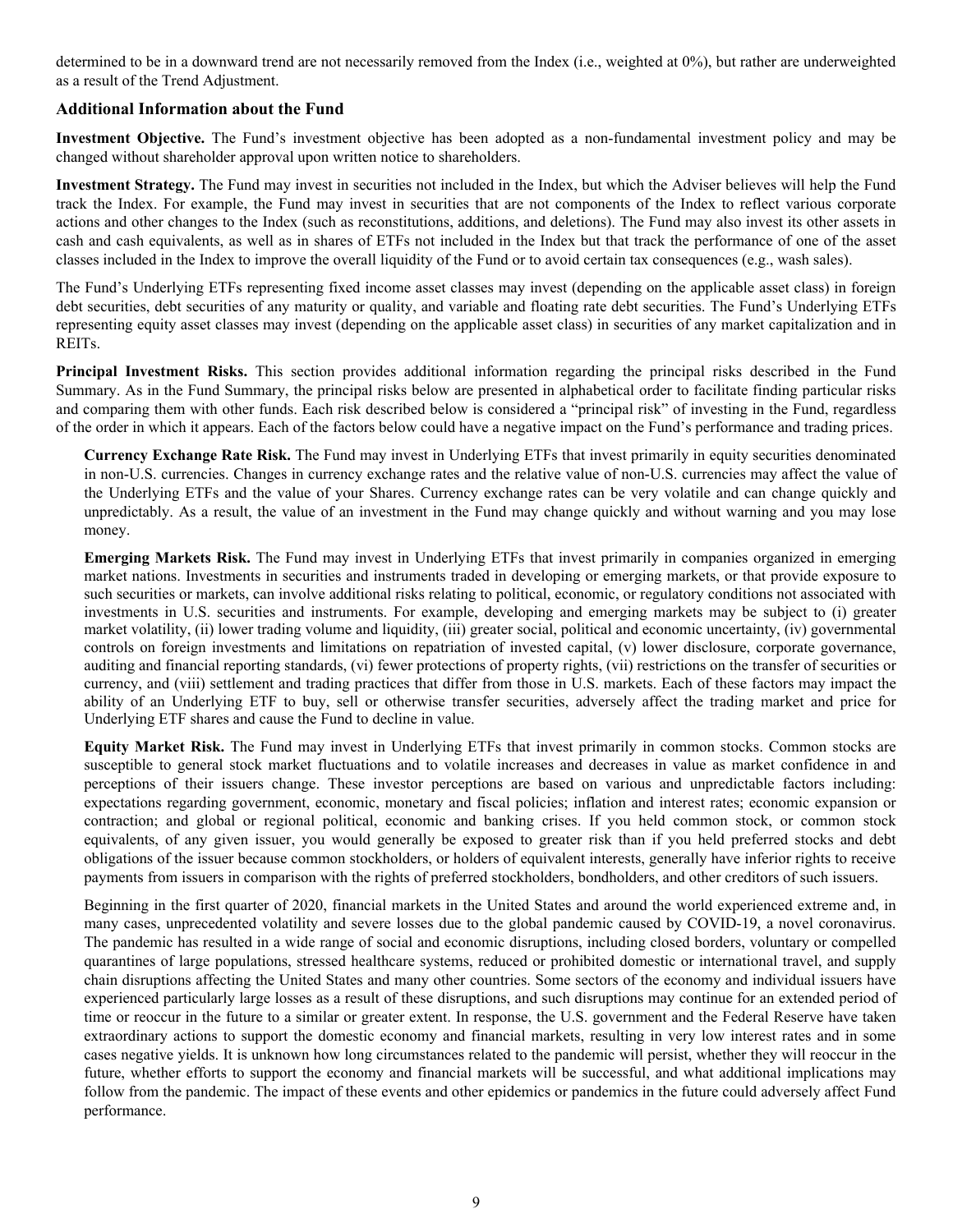determined to be in a downward trend are not necessarily removed from the Index (i.e., weighted at 0%), but rather are underweighted as a result of the Trend Adjustment.

### Additional Information about the Fund

**Investment Objective.** The Fund's investment objective has been adopted as a non-fundamental investment policy and may be changed without shareholder approval upon written notice to shareholders.

**Investment Strategy.** The Fund may invest in securities not included in the Index, but which the Adviser believes will help the Fund track the Index. For example, the Fund may invest in securities that are not components of the Index to reflect various corporate actions and other changes to the Index (such as reconstitutions, additions, and deletions). The Fund may also invest its other assets in cash and cash equivalents, as well as in shares of ETFs not included in the Index but that track the performance of one of the asset classes included in the Index to improve the overall liquidity of the Fund or to avoid certain tax consequences (e.g., wash sales).

The Fund's Underlying ETFs representing fixed income asset classes may invest (depending on the applicable asset class) in foreign debt securities, debt securities of any maturity or quality, and variable and floating rate debt securities. The Fund's Underlying ETFs representing equity asset classes may invest (depending on the applicable asset class) in securities of any market capitalization and in REITs.

**Principal Investment Risks.** This section provides additional information regarding the principal risks described in the Fund Summary. As in the Fund Summary, the principal risks below are presented in alphabetical order to facilitate finding particular risks and comparing them with other funds. Each risk described below is considered a "principal risk" of investing in the Fund, regardless of the order in which it appears. Each of the factors below could have a negative impact on the Fund's performance and trading prices.

**Currency Exchange Rate Risk.** The Fund may invest in Underlying ETFs that invest primarily in equity securities denominated in non-U.S. currencies. Changes in currency exchange rates and the relative value of non-U.S. currencies may affect the value of the Underlying ETFs and the value of your Shares. Currency exchange rates can be very volatile and can change quickly and unpredictably. As a result, the value of an investment in the Fund may change quickly and without warning and you may lose money.

**Emerging Markets Risk.** The Fund may invest in Underlying ETFs that invest primarily in companies organized in emerging market nations. Investments in securities and instruments traded in developing or emerging markets, or that provide exposure to such securities or markets, can involve additional risks relating to political, economic, or regulatory conditions not associated with investments in U.S. securities and instruments. For example, developing and emerging markets may be subject to (i) greater market volatility, (ii) lower trading volume and liquidity, (iii) greater social, political and economic uncertainty, (iv) governmental controls on foreign investments and limitations on repatriation of invested capital, (v) lower disclosure, corporate governance, auditing and financial reporting standards, (vi) fewer protections of property rights, (vii) restrictions on the transfer of securities or currency, and (viii) settlement and trading practices that differ from those in U.S. markets. Each of these factors may impact the ability of an Underlying ETF to buy, sell or otherwise transfer securities, adversely affect the trading market and price for Underlying ETF shares and cause the Fund to decline in value.

**Equity Market Risk.** The Fund may invest in Underlying ETFs that invest primarily in common stocks. Common stocks are susceptible to general stock market fluctuations and to volatile increases and decreases in value as market confidence in and perceptions of their issuers change. These investor perceptions are based on various and unpredictable factors including: expectations regarding government, economic, monetary and fiscal policies; inflation and interest rates; economic expansion or contraction; and global or regional political, economic and banking crises. If you held common stock, or common stock equivalents, of any given issuer, you would generally be exposed to greater risk than if you held preferred stocks and debt obligations of the issuer because common stockholders, or holders of equivalent interests, generally have inferior rights to receive payments from issuers in comparison with the rights of preferred stockholders, bondholders, and other creditors of such issuers.

Beginning in the first quarter of 2020, financial markets in the United States and around the world experienced extreme and, in many cases, unprecedented volatility and severe losses due to the global pandemic caused by COVID-19, a novel coronavirus. The pandemic has resulted in a wide range of social and economic disruptions, including closed borders, voluntary or compelled quarantines of large populations, stressed healthcare systems, reduced or prohibited domestic or international travel, and supply chain disruptions affecting the United States and many other countries. Some sectors of the economy and individual issuers have experienced particularly large losses as a result of these disruptions, and such disruptions may continue for an extended period of time or reoccur in the future to a similar or greater extent. In response, the U.S. government and the Federal Reserve have taken extraordinary actions to support the domestic economy and financial markets, resulting in very low interest rates and in some cases negative yields. It is unknown how long circumstances related to the pandemic will persist, whether they will reoccur in the future, whether efforts to support the economy and financial markets will be successful, and what additional implications may follow from the pandemic. The impact of these events and other epidemics or pandemics in the future could adversely affect Fund performance.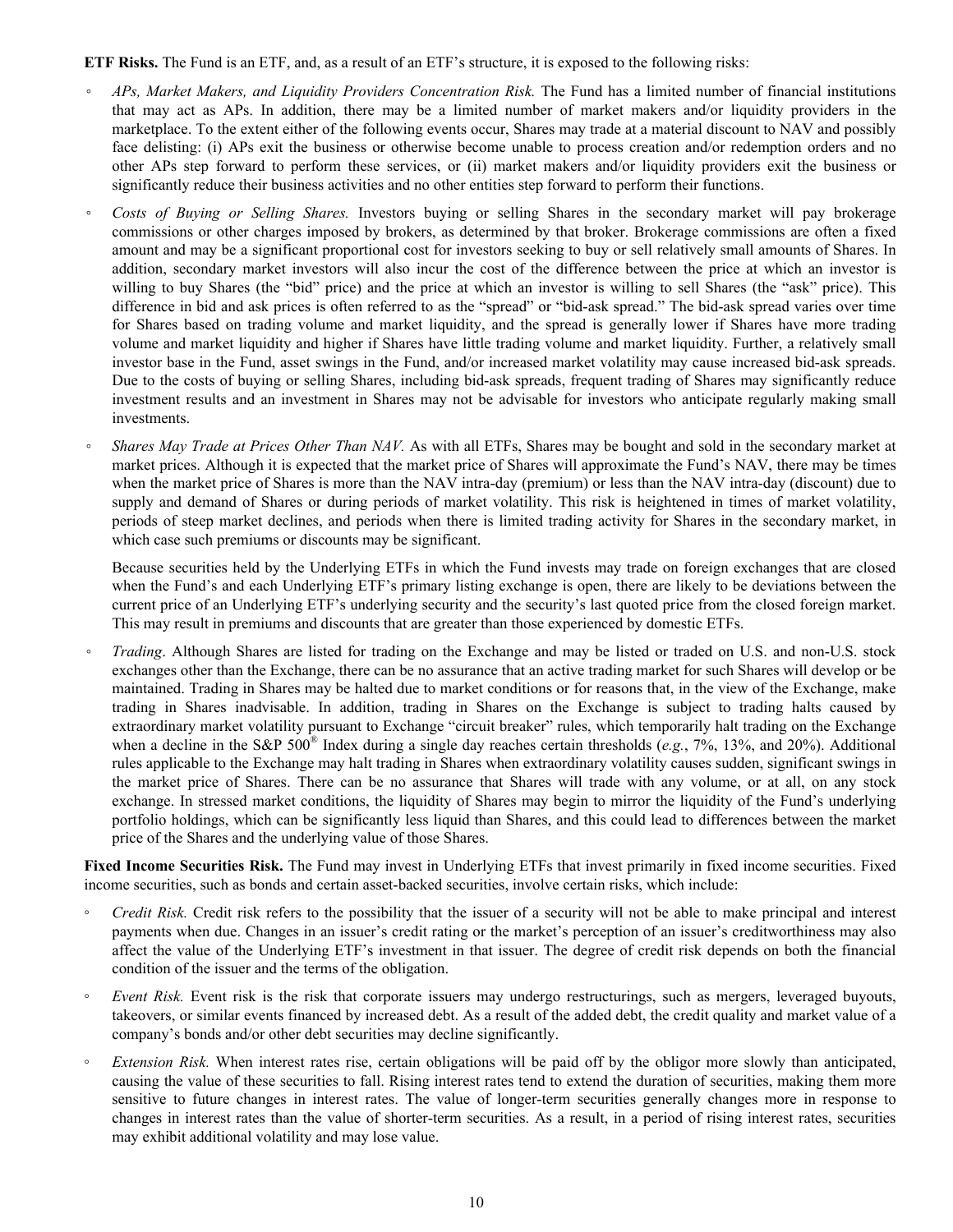**ETF Risks.** The Fund is an ETF, and, as a result of an ETF's structure, it is exposed to the following risks:

- *APs, Market Makers, and Liquidity Providers Concentration Risk.* The Fund has a limited number of financial institutions that may act as APs. In addition, there may be a limited number of market makers and/or liquidity providers in the marketplace. To the extent either of the following events occur, Shares may trade at a material discount to NAV and possibly face delisting: (i) APs exit the business or otherwise become unable to process creation and/or redemption orders and no other APs step forward to perform these services, or (ii) market makers and/or liquidity providers exit the business or significantly reduce their business activities and no other entities step forward to perform their functions.
- *Costs of Buying or Selling Shares.* Investors buying or selling Shares in the secondary market will pay brokerage commissions or other charges imposed by brokers, as determined by that broker. Brokerage commissions are often a fixed amount and may be a significant proportional cost for investors seeking to buy or sell relatively small amounts of Shares. In addition, secondary market investors will also incur the cost of the difference between the price at which an investor is willing to buy Shares (the "bid" price) and the price at which an investor is willing to sell Shares (the "ask" price). This difference in bid and ask prices is often referred to as the "spread" or "bid-ask spread." The bid-ask spread varies over time for Shares based on trading volume and market liquidity, and the spread is generally lower if Shares have more trading volume and market liquidity and higher if Shares have little trading volume and market liquidity. Further, a relatively small investor base in the Fund, asset swings in the Fund, and/or increased market volatility may cause increased bid-ask spreads. Due to the costs of buying or selling Shares, including bid-ask spreads, frequent trading of Shares may significantly reduce investment results and an investment in Shares may not be advisable for investors who anticipate regularly making small investments.
- *Shares May Trade at Prices Other Than NAV.* As with all ETFs, Shares may be bought and sold in the secondary market at market prices. Although it is expected that the market price of Shares will approximate the Fund's NAV, there may be times when the market price of Shares is more than the NAV intra-day (premium) or less than the NAV intra-day (discount) due to supply and demand of Shares or during periods of market volatility. This risk is heightened in times of market volatility, periods of steep market declines, and periods when there is limited trading activity for Shares in the secondary market, in which case such premiums or discounts may be significant.

  Because securities held by the Underlying ETFs in which the Fund invests may trade on foreign exchanges that are closed when the Fund's and each Underlying ETF's primary listing exchange is open, there are likely to be deviations between the current price of an Underlying ETF's underlying security and the security's last quoted price from the closed foreign market. This may result in premiums and discounts that are greater than those experienced by domestic ETFs.
- *Trading*. Although Shares are listed for trading on the Exchange and may be listed or traded on U.S. and non-U.S. stock exchanges other than the Exchange, there can be no assurance that an active trading market for such Shares will develop or be maintained. Trading in Shares may be halted due to market conditions or for reasons that, in the view of the Exchange, make trading in Shares inadvisable. In addition, trading in Shares on the Exchange is subject to trading halts caused by extraordinary market volatility pursuant to Exchange "circuit breaker" rules, which temporarily halt trading on the Exchange when a decline in the S&P 500® Index during a single day reaches certain thresholds (*e.g.*, 7%, 13%, and 20%). Additional rules applicable to the Exchange may halt trading in Shares when extraordinary volatility causes sudden, significant swings in the market price of Shares. There can be no assurance that Shares will trade with any volume, or at all, on any stock exchange. In stressed market conditions, the liquidity of Shares may begin to mirror the liquidity of the Fund's underlying portfolio holdings, which can be significantly less liquid than Shares, and this could lead to differences between the market price of the Shares and the underlying value of those Shares.

**Fixed Income Securities Risk.** The Fund may invest in Underlying ETFs that invest primarily in fixed income securities. Fixed income securities, such as bonds and certain asset-backed securities, involve certain risks, which include:

- *Credit Risk.* Credit risk refers to the possibility that the issuer of a security will not be able to make principal and interest payments when due. Changes in an issuer's credit rating or the market's perception of an issuer's creditworthiness may also affect the value of the Underlying ETF's investment in that issuer. The degree of credit risk depends on both the financial condition of the issuer and the terms of the obligation.
- *Event Risk.* Event risk is the risk that corporate issuers may undergo restructurings, such as mergers, leveraged buyouts, takeovers, or similar events financed by increased debt. As a result of the added debt, the credit quality and market value of a company's bonds and/or other debt securities may decline significantly.
- *Extension Risk.* When interest rates rise, certain obligations will be paid off by the obligor more slowly than anticipated, causing the value of these securities to fall. Rising interest rates tend to extend the duration of securities, making them more sensitive to future changes in interest rates. The value of longer-term securities generally changes more in response to changes in interest rates than the value of shorter-term securities. As a result, in a period of rising interest rates, securities may exhibit additional volatility and may lose value.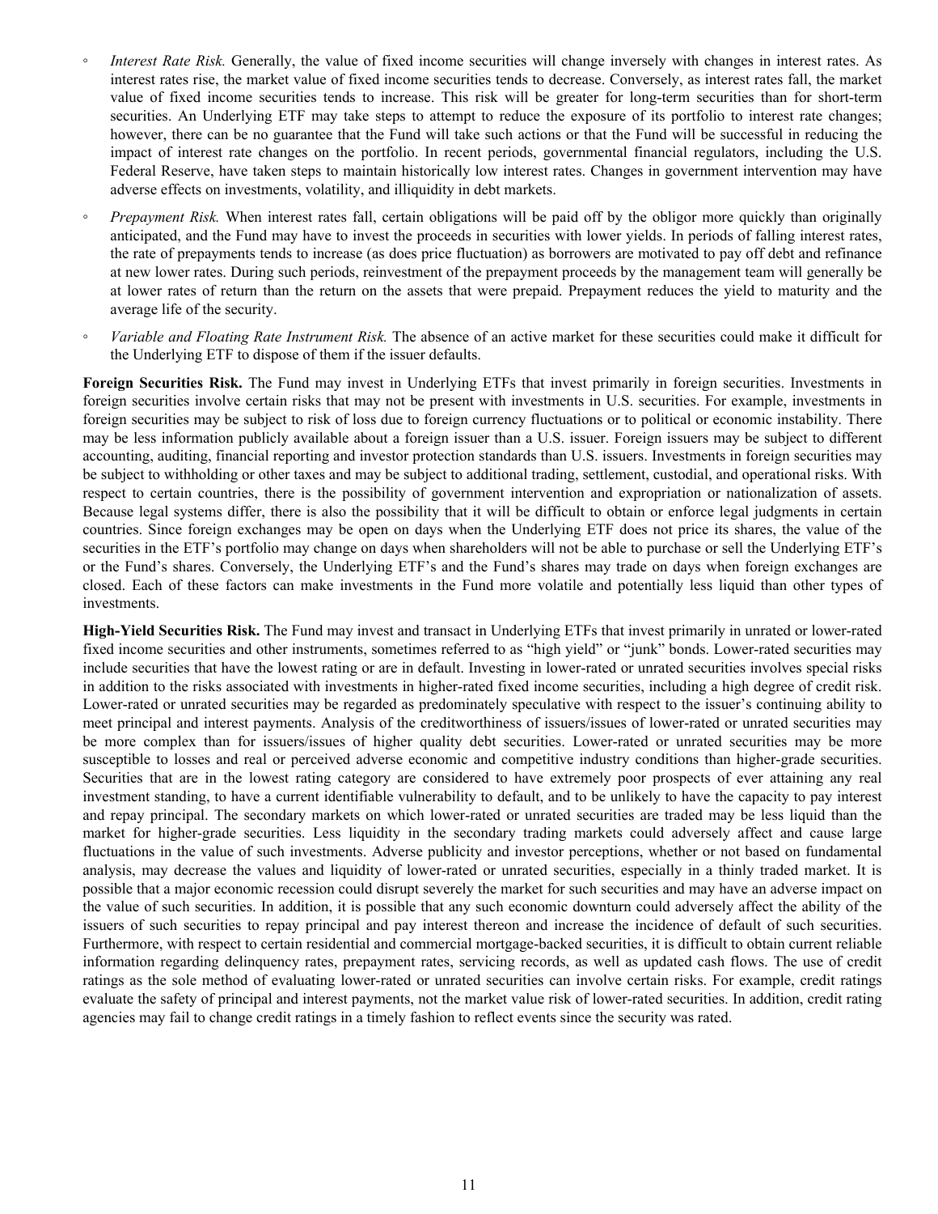- *Interest Rate Risk.* Generally, the value of fixed income securities will change inversely with changes in interest rates. As interest rates rise, the market value of fixed income securities tends to decrease. Conversely, as interest rates fall, the market value of fixed income securities tends to increase. This risk will be greater for long-term securities than for short-term securities. An Underlying ETF may take steps to attempt to reduce the exposure of its portfolio to interest rate changes; however, there can be no guarantee that the Fund will take such actions or that the Fund will be successful in reducing the impact of interest rate changes on the portfolio. In recent periods, governmental financial regulators, including the U.S. Federal Reserve, have taken steps to maintain historically low interest rates. Changes in government intervention may have adverse effects on investments, volatility, and illiquidity in debt markets.

- *Prepayment Risk.* When interest rates fall, certain obligations will be paid off by the obligor more quickly than originally anticipated, and the Fund may have to invest the proceeds in securities with lower yields. In periods of falling interest rates, the rate of prepayments tends to increase (as does price fluctuation) as borrowers are motivated to pay off debt and refinance at new lower rates. During such periods, reinvestment of the prepayment proceeds by the management team will generally be at lower rates of return than the return on the assets that were prepaid. Prepayment reduces the yield to maturity and the average life of the security.

- *Variable and Floating Rate Instrument Risk.* The absence of an active market for these securities could make it difficult for the Underlying ETF to dispose of them if the issuer defaults.

**Foreign Securities Risk.** The Fund may invest in Underlying ETFs that invest primarily in foreign securities. Investments in foreign securities involve certain risks that may not be present with investments in U.S. securities. For example, investments in foreign securities may be subject to risk of loss due to foreign currency fluctuations or to political or economic instability. There may be less information publicly available about a foreign issuer than a U.S. issuer. Foreign issuers may be subject to different accounting, auditing, financial reporting and investor protection standards than U.S. issuers. Investments in foreign securities may be subject to withholding or other taxes and may be subject to additional trading, settlement, custodial, and operational risks. With respect to certain countries, there is the possibility of government intervention and expropriation or nationalization of assets. Because legal systems differ, there is also the possibility that it will be difficult to obtain or enforce legal judgments in certain countries. Since foreign exchanges may be open on days when the Underlying ETF does not price its shares, the value of the securities in the ETF's portfolio may change on days when shareholders will not be able to purchase or sell the Underlying ETF's or the Fund's shares. Conversely, the Underlying ETF's and the Fund's shares may trade on days when foreign exchanges are closed. Each of these factors can make investments in the Fund more volatile and potentially less liquid than other types of investments.

**High-Yield Securities Risk.** The Fund may invest and transact in Underlying ETFs that invest primarily in unrated or lower-rated fixed income securities and other instruments, sometimes referred to as "high yield" or "junk" bonds. Lower-rated securities may include securities that have the lowest rating or are in default. Investing in lower-rated or unrated securities involves special risks in addition to the risks associated with investments in higher-rated fixed income securities, including a high degree of credit risk. Lower-rated or unrated securities may be regarded as predominately speculative with respect to the issuer's continuing ability to meet principal and interest payments. Analysis of the creditworthiness of issuers/issues of lower-rated or unrated securities may be more complex than for issuers/issues of higher quality debt securities. Lower-rated or unrated securities may be more susceptible to losses and real or perceived adverse economic and competitive industry conditions than higher-grade securities. Securities that are in the lowest rating category are considered to have extremely poor prospects of ever attaining any real investment standing, to have a current identifiable vulnerability to default, and to be unlikely to have the capacity to pay interest and repay principal. The secondary markets on which lower-rated or unrated securities are traded may be less liquid than the market for higher-grade securities. Less liquidity in the secondary trading markets could adversely affect and cause large fluctuations in the value of such investments. Adverse publicity and investor perceptions, whether or not based on fundamental analysis, may decrease the values and liquidity of lower-rated or unrated securities, especially in a thinly traded market. It is possible that a major economic recession could disrupt severely the market for such securities and may have an adverse impact on the value of such securities. In addition, it is possible that any such economic downturn could adversely affect the ability of the issuers of such securities to repay principal and pay interest thereon and increase the incidence of default of such securities. Furthermore, with respect to certain residential and commercial mortgage-backed securities, it is difficult to obtain current reliable information regarding delinquency rates, prepayment rates, servicing records, as well as updated cash flows. The use of credit ratings as the sole method of evaluating lower-rated or unrated securities can involve certain risks. For example, credit ratings evaluate the safety of principal and interest payments, not the market value risk of lower-rated securities. In addition, credit rating agencies may fail to change credit ratings in a timely fashion to reflect events since the security was rated.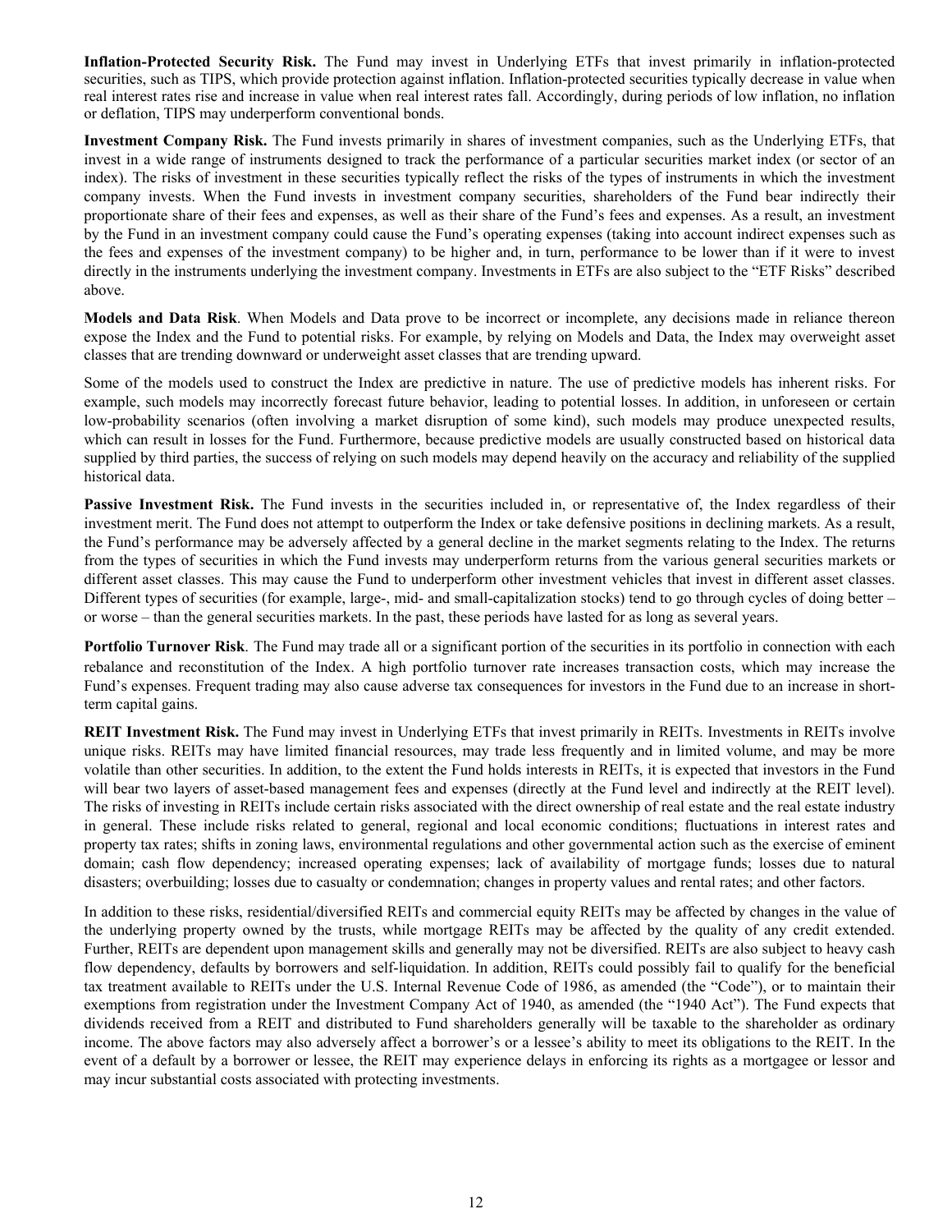**Inflation-Protected Security Risk.** The Fund may invest in Underlying ETFs that invest primarily in inflation-protected securities, such as TIPS, which provide protection against inflation. Inflation-protected securities typically decrease in value when real interest rates rise and increase in value when real interest rates fall. Accordingly, during periods of low inflation, no inflation or deflation, TIPS may underperform conventional bonds.

**Investment Company Risk.** The Fund invests primarily in shares of investment companies, such as the Underlying ETFs, that invest in a wide range of instruments designed to track the performance of a particular securities market index (or sector of an index). The risks of investment in these securities typically reflect the risks of the types of instruments in which the investment company invests. When the Fund invests in investment company securities, shareholders of the Fund bear indirectly their proportionate share of their fees and expenses, as well as their share of the Fund's fees and expenses. As a result, an investment by the Fund in an investment company could cause the Fund's operating expenses (taking into account indirect expenses such as the fees and expenses of the investment company) to be higher and, in turn, performance to be lower than if it were to invest directly in the instruments underlying the investment company. Investments in ETFs are also subject to the "ETF Risks" described above.

**Models and Data Risk**. When Models and Data prove to be incorrect or incomplete, any decisions made in reliance thereon expose the Index and the Fund to potential risks. For example, by relying on Models and Data, the Index may overweight asset classes that are trending downward or underweight asset classes that are trending upward.

Some of the models used to construct the Index are predictive in nature. The use of predictive models has inherent risks. For example, such models may incorrectly forecast future behavior, leading to potential losses. In addition, in unforeseen or certain low-probability scenarios (often involving a market disruption of some kind), such models may produce unexpected results, which can result in losses for the Fund. Furthermore, because predictive models are usually constructed based on historical data supplied by third parties, the success of relying on such models may depend heavily on the accuracy and reliability of the supplied historical data.

**Passive Investment Risk.** The Fund invests in the securities included in, or representative of, the Index regardless of their investment merit. The Fund does not attempt to outperform the Index or take defensive positions in declining markets. As a result, the Fund's performance may be adversely affected by a general decline in the market segments relating to the Index. The returns from the types of securities in which the Fund invests may underperform returns from the various general securities markets or different asset classes. This may cause the Fund to underperform other investment vehicles that invest in different asset classes. Different types of securities (for example, large-, mid- and small-capitalization stocks) tend to go through cycles of doing better – or worse – than the general securities markets. In the past, these periods have lasted for as long as several years.

**Portfolio Turnover Risk**. The Fund may trade all or a significant portion of the securities in its portfolio in connection with each rebalance and reconstitution of the Index. A high portfolio turnover rate increases transaction costs, which may increase the Fund's expenses. Frequent trading may also cause adverse tax consequences for investors in the Fund due to an increase in short-term capital gains.

**REIT Investment Risk.** The Fund may invest in Underlying ETFs that invest primarily in REITs. Investments in REITs involve unique risks. REITs may have limited financial resources, may trade less frequently and in limited volume, and may be more volatile than other securities. In addition, to the extent the Fund holds interests in REITs, it is expected that investors in the Fund will bear two layers of asset-based management fees and expenses (directly at the Fund level and indirectly at the REIT level). The risks of investing in REITs include certain risks associated with the direct ownership of real estate and the real estate industry in general. These include risks related to general, regional and local economic conditions; fluctuations in interest rates and property tax rates; shifts in zoning laws, environmental regulations and other governmental action such as the exercise of eminent domain; cash flow dependency; increased operating expenses; lack of availability of mortgage funds; losses due to natural disasters; overbuilding; losses due to casualty or condemnation; changes in property values and rental rates; and other factors.

In addition to these risks, residential/diversified REITs and commercial equity REITs may be affected by changes in the value of the underlying property owned by the trusts, while mortgage REITs may be affected by the quality of any credit extended. Further, REITs are dependent upon management skills and generally may not be diversified. REITs are also subject to heavy cash flow dependency, defaults by borrowers and self-liquidation. In addition, REITs could possibly fail to qualify for the beneficial tax treatment available to REITs under the U.S. Internal Revenue Code of 1986, as amended (the "Code"), or to maintain their exemptions from registration under the Investment Company Act of 1940, as amended (the "1940 Act"). The Fund expects that dividends received from a REIT and distributed to Fund shareholders generally will be taxable to the shareholder as ordinary income. The above factors may also adversely affect a borrower's or a lessee's ability to meet its obligations to the REIT. In the event of a default by a borrower or lessee, the REIT may experience delays in enforcing its rights as a mortgagee or lessor and may incur substantial costs associated with protecting investments.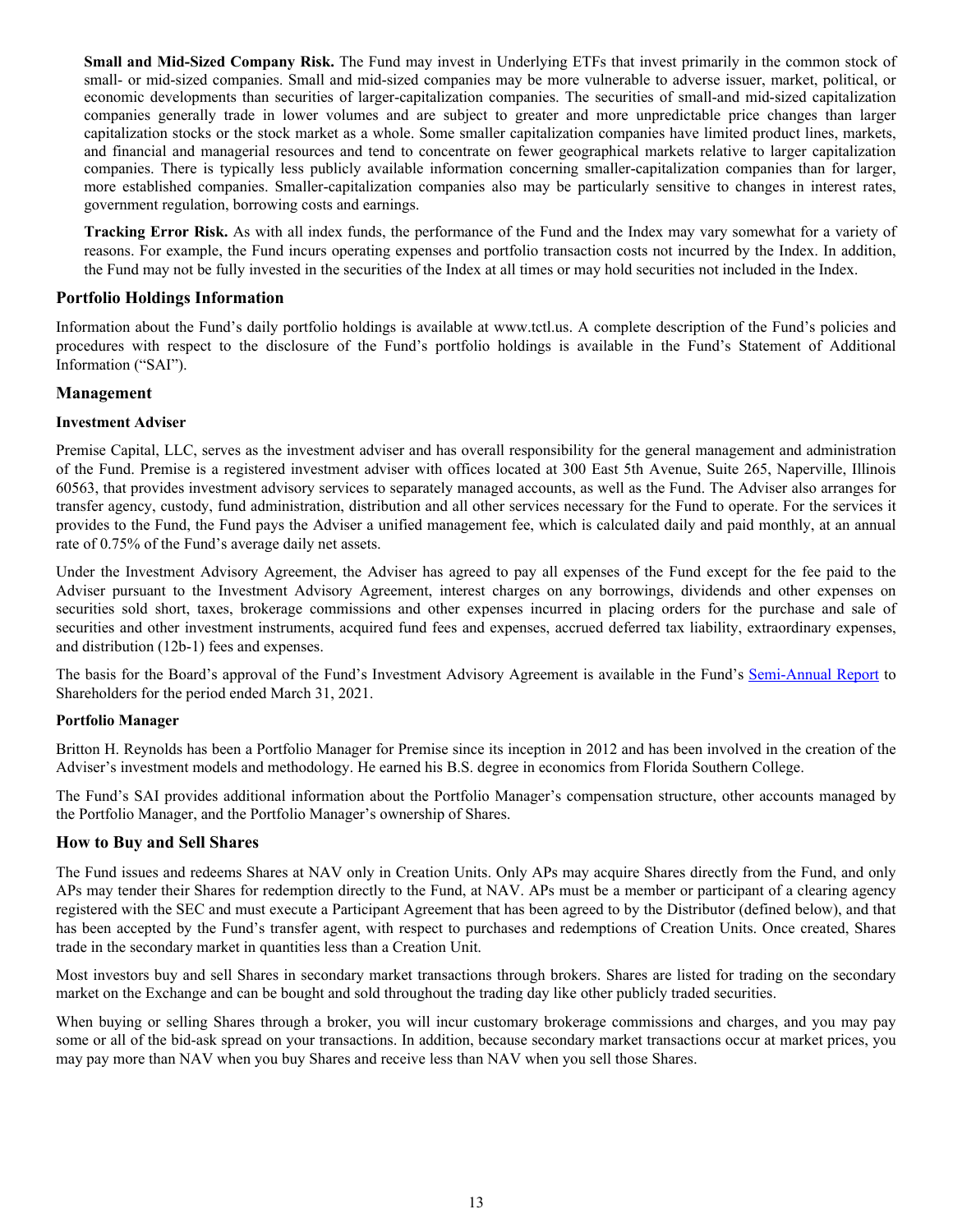**Small and Mid-Sized Company Risk.** The Fund may invest in Underlying ETFs that invest primarily in the common stock of small- or mid-sized companies. Small and mid-sized companies may be more vulnerable to adverse issuer, market, political, or economic developments than securities of larger-capitalization companies. The securities of small-and mid-sized capitalization companies generally trade in lower volumes and are subject to greater and more unpredictable price changes than larger capitalization stocks or the stock market as a whole. Some smaller capitalization companies have limited product lines, markets, and financial and managerial resources and tend to concentrate on fewer geographical markets relative to larger capitalization companies. There is typically less publicly available information concerning smaller-capitalization companies than for larger, more established companies. Smaller-capitalization companies also may be particularly sensitive to changes in interest rates, government regulation, borrowing costs and earnings.

**Tracking Error Risk.** As with all index funds, the performance of the Fund and the Index may vary somewhat for a variety of reasons. For example, the Fund incurs operating expenses and portfolio transaction costs not incurred by the Index. In addition, the Fund may not be fully invested in the securities of the Index at all times or may hold securities not included in the Index.

## Portfolio Holdings Information

Information about the Fund's daily portfolio holdings is available at www.tctl.us. A complete description of the Fund's policies and procedures with respect to the disclosure of the Fund's portfolio holdings is available in the Fund's Statement of Additional Information ("SAI").

## Management

### Investment Adviser

Premise Capital, LLC, serves as the investment adviser and has overall responsibility for the general management and administration of the Fund. Premise is a registered investment adviser with offices located at 300 East 5th Avenue, Suite 265, Naperville, Illinois 60563, that provides investment advisory services to separately managed accounts, as well as the Fund. The Adviser also arranges for transfer agency, custody, fund administration, distribution and all other services necessary for the Fund to operate. For the services it provides to the Fund, the Fund pays the Adviser a unified management fee, which is calculated daily and paid monthly, at an annual rate of 0.75% of the Fund's average daily net assets.

Under the Investment Advisory Agreement, the Adviser has agreed to pay all expenses of the Fund except for the fee paid to the Adviser pursuant to the Investment Advisory Agreement, interest charges on any borrowings, dividends and other expenses on securities sold short, taxes, brokerage commissions and other expenses incurred in placing orders for the purchase and sale of securities and other investment instruments, acquired fund fees and expenses, accrued deferred tax liability, extraordinary expenses, and distribution (12b-1) fees and expenses.

The basis for the Board's approval of the Fund's Investment Advisory Agreement is available in the Fund's Semi-Annual Report to Shareholders for the period ended March 31, 2021.

### Portfolio Manager

Britton H. Reynolds has been a Portfolio Manager for Premise since its inception in 2012 and has been involved in the creation of the Adviser's investment models and methodology. He earned his B.S. degree in economics from Florida Southern College.

The Fund's SAI provides additional information about the Portfolio Manager's compensation structure, other accounts managed by the Portfolio Manager, and the Portfolio Manager's ownership of Shares.

## How to Buy and Sell Shares

The Fund issues and redeems Shares at NAV only in Creation Units. Only APs may acquire Shares directly from the Fund, and only APs may tender their Shares for redemption directly to the Fund, at NAV. APs must be a member or participant of a clearing agency registered with the SEC and must execute a Participant Agreement that has been agreed to by the Distributor (defined below), and that has been accepted by the Fund's transfer agent, with respect to purchases and redemptions of Creation Units. Once created, Shares trade in the secondary market in quantities less than a Creation Unit.

Most investors buy and sell Shares in secondary market transactions through brokers. Shares are listed for trading on the secondary market on the Exchange and can be bought and sold throughout the trading day like other publicly traded securities.

When buying or selling Shares through a broker, you will incur customary brokerage commissions and charges, and you may pay some or all of the bid-ask spread on your transactions. In addition, because secondary market transactions occur at market prices, you may pay more than NAV when you buy Shares and receive less than NAV when you sell those Shares.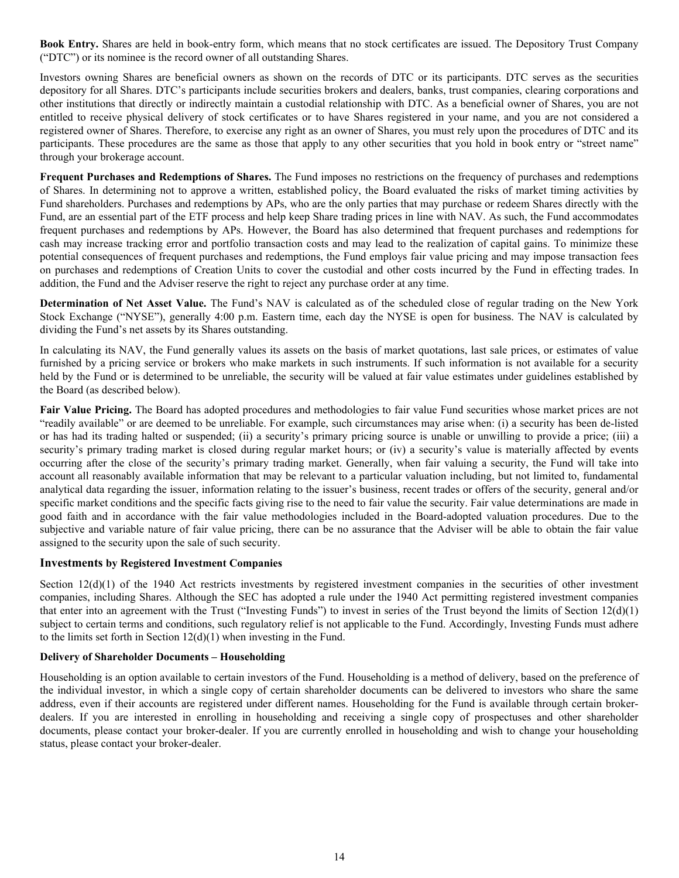**Book Entry.** Shares are held in book-entry form, which means that no stock certificates are issued. The Depository Trust Company ("DTC") or its nominee is the record owner of all outstanding Shares.

Investors owning Shares are beneficial owners as shown on the records of DTC or its participants. DTC serves as the securities depository for all Shares. DTC's participants include securities brokers and dealers, banks, trust companies, clearing corporations and other institutions that directly or indirectly maintain a custodial relationship with DTC. As a beneficial owner of Shares, you are not entitled to receive physical delivery of stock certificates or to have Shares registered in your name, and you are not considered a registered owner of Shares. Therefore, to exercise any right as an owner of Shares, you must rely upon the procedures of DTC and its participants. These procedures are the same as those that apply to any other securities that you hold in book entry or "street name" through your brokerage account.

**Frequent Purchases and Redemptions of Shares.** The Fund imposes no restrictions on the frequency of purchases and redemptions of Shares. In determining not to approve a written, established policy, the Board evaluated the risks of market timing activities by Fund shareholders. Purchases and redemptions by APs, who are the only parties that may purchase or redeem Shares directly with the Fund, are an essential part of the ETF process and help keep Share trading prices in line with NAV. As such, the Fund accommodates frequent purchases and redemptions by APs. However, the Board has also determined that frequent purchases and redemptions for cash may increase tracking error and portfolio transaction costs and may lead to the realization of capital gains. To minimize these potential consequences of frequent purchases and redemptions, the Fund employs fair value pricing and may impose transaction fees on purchases and redemptions of Creation Units to cover the custodial and other costs incurred by the Fund in effecting trades. In addition, the Fund and the Adviser reserve the right to reject any purchase order at any time.

**Determination of Net Asset Value.** The Fund's NAV is calculated as of the scheduled close of regular trading on the New York Stock Exchange ("NYSE"), generally 4:00 p.m. Eastern time, each day the NYSE is open for business. The NAV is calculated by dividing the Fund's net assets by its Shares outstanding.

In calculating its NAV, the Fund generally values its assets on the basis of market quotations, last sale prices, or estimates of value furnished by a pricing service or brokers who make markets in such instruments. If such information is not available for a security held by the Fund or is determined to be unreliable, the security will be valued at fair value estimates under guidelines established by the Board (as described below).

**Fair Value Pricing.** The Board has adopted procedures and methodologies to fair value Fund securities whose market prices are not "readily available" or are deemed to be unreliable. For example, such circumstances may arise when: (i) a security has been de-listed or has had its trading halted or suspended; (ii) a security's primary pricing source is unable or unwilling to provide a price; (iii) a security's primary trading market is closed during regular market hours; or (iv) a security's value is materially affected by events occurring after the close of the security's primary trading market. Generally, when fair valuing a security, the Fund will take into account all reasonably available information that may be relevant to a particular valuation including, but not limited to, fundamental analytical data regarding the issuer, information relating to the issuer's business, recent trades or offers of the security, general and/or specific market conditions and the specific facts giving rise to the need to fair value the security. Fair value determinations are made in good faith and in accordance with the fair value methodologies included in the Board-adopted valuation procedures. Due to the subjective and variable nature of fair value pricing, there can be no assurance that the Adviser will be able to obtain the fair value assigned to the security upon the sale of such security.

### Investments by Registered Investment Companies

Section 12(d)(1) of the 1940 Act restricts investments by registered investment companies in the securities of other investment companies, including Shares. Although the SEC has adopted a rule under the 1940 Act permitting registered investment companies that enter into an agreement with the Trust ("Investing Funds") to invest in series of the Trust beyond the limits of Section 12(d)(1) subject to certain terms and conditions, such regulatory relief is not applicable to the Fund. Accordingly, Investing Funds must adhere to the limits set forth in Section 12(d)(1) when investing in the Fund.

### Delivery of Shareholder Documents – Householding

Householding is an option available to certain investors of the Fund. Householding is a method of delivery, based on the preference of the individual investor, in which a single copy of certain shareholder documents can be delivered to investors who share the same address, even if their accounts are registered under different names. Householding for the Fund is available through certain broker-dealers. If you are interested in enrolling in householding and receiving a single copy of prospectuses and other shareholder documents, please contact your broker-dealer. If you are currently enrolled in householding and wish to change your householding status, please contact your broker-dealer.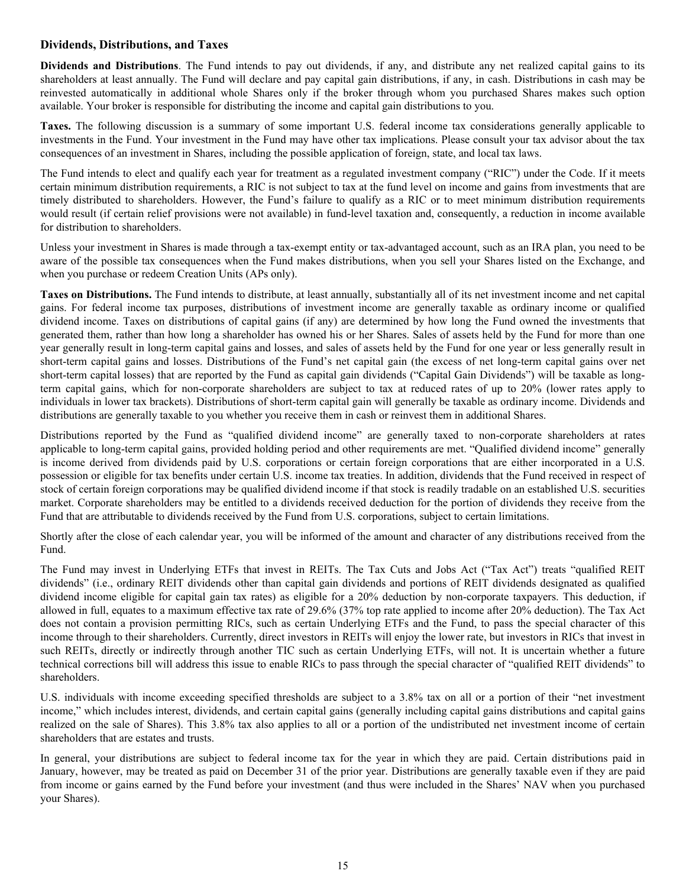### Dividends, Distributions, and Taxes

**Dividends and Distributions**. The Fund intends to pay out dividends, if any, and distribute any net realized capital gains to its shareholders at least annually. The Fund will declare and pay capital gain distributions, if any, in cash. Distributions in cash may be reinvested automatically in additional whole Shares only if the broker through whom you purchased Shares makes such option available. Your broker is responsible for distributing the income and capital gain distributions to you.

**Taxes.** The following discussion is a summary of some important U.S. federal income tax considerations generally applicable to investments in the Fund. Your investment in the Fund may have other tax implications. Please consult your tax advisor about the tax consequences of an investment in Shares, including the possible application of foreign, state, and local tax laws.

The Fund intends to elect and qualify each year for treatment as a regulated investment company ("RIC") under the Code. If it meets certain minimum distribution requirements, a RIC is not subject to tax at the fund level on income and gains from investments that are timely distributed to shareholders. However, the Fund's failure to qualify as a RIC or to meet minimum distribution requirements would result (if certain relief provisions were not available) in fund-level taxation and, consequently, a reduction in income available for distribution to shareholders.

Unless your investment in Shares is made through a tax-exempt entity or tax-advantaged account, such as an IRA plan, you need to be aware of the possible tax consequences when the Fund makes distributions, when you sell your Shares listed on the Exchange, and when you purchase or redeem Creation Units (APs only).

**Taxes on Distributions.** The Fund intends to distribute, at least annually, substantially all of its net investment income and net capital gains. For federal income tax purposes, distributions of investment income are generally taxable as ordinary income or qualified dividend income. Taxes on distributions of capital gains (if any) are determined by how long the Fund owned the investments that generated them, rather than how long a shareholder has owned his or her Shares. Sales of assets held by the Fund for more than one year generally result in long-term capital gains and losses, and sales of assets held by the Fund for one year or less generally result in short-term capital gains and losses. Distributions of the Fund's net capital gain (the excess of net long-term capital gains over net short-term capital losses) that are reported by the Fund as capital gain dividends ("Capital Gain Dividends") will be taxable as long-term capital gains, which for non-corporate shareholders are subject to tax at reduced rates of up to 20% (lower rates apply to individuals in lower tax brackets). Distributions of short-term capital gain will generally be taxable as ordinary income. Dividends and distributions are generally taxable to you whether you receive them in cash or reinvest them in additional Shares.

Distributions reported by the Fund as "qualified dividend income" are generally taxed to non-corporate shareholders at rates applicable to long-term capital gains, provided holding period and other requirements are met. "Qualified dividend income" generally is income derived from dividends paid by U.S. corporations or certain foreign corporations that are either incorporated in a U.S. possession or eligible for tax benefits under certain U.S. income tax treaties. In addition, dividends that the Fund received in respect of stock of certain foreign corporations may be qualified dividend income if that stock is readily tradable on an established U.S. securities market. Corporate shareholders may be entitled to a dividends received deduction for the portion of dividends they receive from the Fund that are attributable to dividends received by the Fund from U.S. corporations, subject to certain limitations.

Shortly after the close of each calendar year, you will be informed of the amount and character of any distributions received from the Fund.

The Fund may invest in Underlying ETFs that invest in REITs. The Tax Cuts and Jobs Act ("Tax Act") treats "qualified REIT dividends" (i.e., ordinary REIT dividends other than capital gain dividends and portions of REIT dividends designated as qualified dividend income eligible for capital gain tax rates) as eligible for a 20% deduction by non-corporate taxpayers. This deduction, if allowed in full, equates to a maximum effective tax rate of 29.6% (37% top rate applied to income after 20% deduction). The Tax Act does not contain a provision permitting RICs, such as certain Underlying ETFs and the Fund, to pass the special character of this income through to their shareholders. Currently, direct investors in REITs will enjoy the lower rate, but investors in RICs that invest in such REITs, directly or indirectly through another TIC such as certain Underlying ETFs, will not. It is uncertain whether a future technical corrections bill will address this issue to enable RICs to pass through the special character of "qualified REIT dividends" to shareholders.

U.S. individuals with income exceeding specified thresholds are subject to a 3.8% tax on all or a portion of their "net investment income," which includes interest, dividends, and certain capital gains (generally including capital gains distributions and capital gains realized on the sale of Shares). This 3.8% tax also applies to all or a portion of the undistributed net investment income of certain shareholders that are estates and trusts.

In general, your distributions are subject to federal income tax for the year in which they are paid. Certain distributions paid in January, however, may be treated as paid on December 31 of the prior year. Distributions are generally taxable even if they are paid from income or gains earned by the Fund before your investment (and thus were included in the Shares' NAV when you purchased your Shares).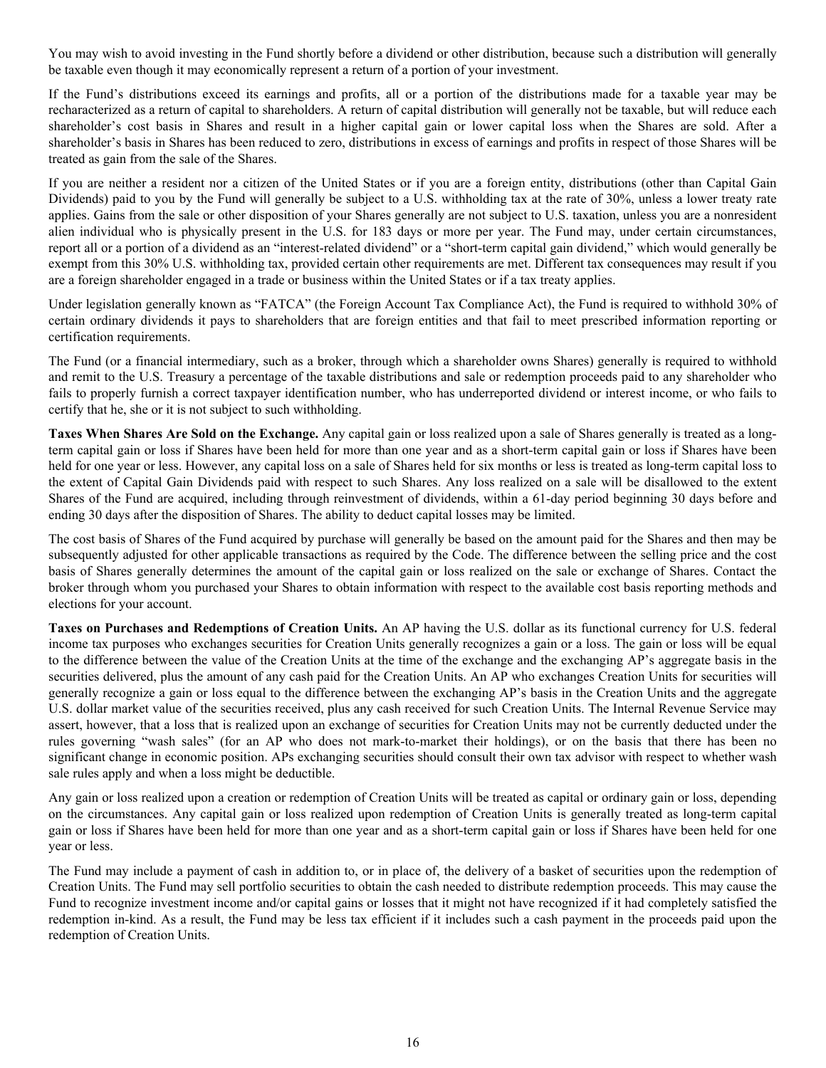You may wish to avoid investing in the Fund shortly before a dividend or other distribution, because such a distribution will generally be taxable even though it may economically represent a return of a portion of your investment.

If the Fund's distributions exceed its earnings and profits, all or a portion of the distributions made for a taxable year may be recharacterized as a return of capital to shareholders. A return of capital distribution will generally not be taxable, but will reduce each shareholder's cost basis in Shares and result in a higher capital gain or lower capital loss when the Shares are sold. After a shareholder's basis in Shares has been reduced to zero, distributions in excess of earnings and profits in respect of those Shares will be treated as gain from the sale of the Shares.

If you are neither a resident nor a citizen of the United States or if you are a foreign entity, distributions (other than Capital Gain Dividends) paid to you by the Fund will generally be subject to a U.S. withholding tax at the rate of 30%, unless a lower treaty rate applies. Gains from the sale or other disposition of your Shares generally are not subject to U.S. taxation, unless you are a nonresident alien individual who is physically present in the U.S. for 183 days or more per year. The Fund may, under certain circumstances, report all or a portion of a dividend as an "interest-related dividend" or a "short-term capital gain dividend," which would generally be exempt from this 30% U.S. withholding tax, provided certain other requirements are met. Different tax consequences may result if you are a foreign shareholder engaged in a trade or business within the United States or if a tax treaty applies.

Under legislation generally known as "FATCA" (the Foreign Account Tax Compliance Act), the Fund is required to withhold 30% of certain ordinary dividends it pays to shareholders that are foreign entities and that fail to meet prescribed information reporting or certification requirements.

The Fund (or a financial intermediary, such as a broker, through which a shareholder owns Shares) generally is required to withhold and remit to the U.S. Treasury a percentage of the taxable distributions and sale or redemption proceeds paid to any shareholder who fails to properly furnish a correct taxpayer identification number, who has underreported dividend or interest income, or who fails to certify that he, she or it is not subject to such withholding.

**Taxes When Shares Are Sold on the Exchange.** Any capital gain or loss realized upon a sale of Shares generally is treated as a long-term capital gain or loss if Shares have been held for more than one year and as a short-term capital gain or loss if Shares have been held for one year or less. However, any capital loss on a sale of Shares held for six months or less is treated as long-term capital loss to the extent of Capital Gain Dividends paid with respect to such Shares. Any loss realized on a sale will be disallowed to the extent Shares of the Fund are acquired, including through reinvestment of dividends, within a 61-day period beginning 30 days before and ending 30 days after the disposition of Shares. The ability to deduct capital losses may be limited.

The cost basis of Shares of the Fund acquired by purchase will generally be based on the amount paid for the Shares and then may be subsequently adjusted for other applicable transactions as required by the Code. The difference between the selling price and the cost basis of Shares generally determines the amount of the capital gain or loss realized on the sale or exchange of Shares. Contact the broker through whom you purchased your Shares to obtain information with respect to the available cost basis reporting methods and elections for your account.

**Taxes on Purchases and Redemptions of Creation Units.** An AP having the U.S. dollar as its functional currency for U.S. federal income tax purposes who exchanges securities for Creation Units generally recognizes a gain or a loss. The gain or loss will be equal to the difference between the value of the Creation Units at the time of the exchange and the exchanging AP's aggregate basis in the securities delivered, plus the amount of any cash paid for the Creation Units. An AP who exchanges Creation Units for securities will generally recognize a gain or loss equal to the difference between the exchanging AP's basis in the Creation Units and the aggregate U.S. dollar market value of the securities received, plus any cash received for such Creation Units. The Internal Revenue Service may assert, however, that a loss that is realized upon an exchange of securities for Creation Units may not be currently deducted under the rules governing "wash sales" (for an AP who does not mark-to-market their holdings), or on the basis that there has been no significant change in economic position. APs exchanging securities should consult their own tax advisor with respect to whether wash sale rules apply and when a loss might be deductible.

Any gain or loss realized upon a creation or redemption of Creation Units will be treated as capital or ordinary gain or loss, depending on the circumstances. Any capital gain or loss realized upon redemption of Creation Units is generally treated as long-term capital gain or loss if Shares have been held for more than one year and as a short-term capital gain or loss if Shares have been held for one year or less.

The Fund may include a payment of cash in addition to, or in place of, the delivery of a basket of securities upon the redemption of Creation Units. The Fund may sell portfolio securities to obtain the cash needed to distribute redemption proceeds. This may cause the Fund to recognize investment income and/or capital gains or losses that it might not have recognized if it had completely satisfied the redemption in-kind. As a result, the Fund may be less tax efficient if it includes such a cash payment in the proceeds paid upon the redemption of Creation Units.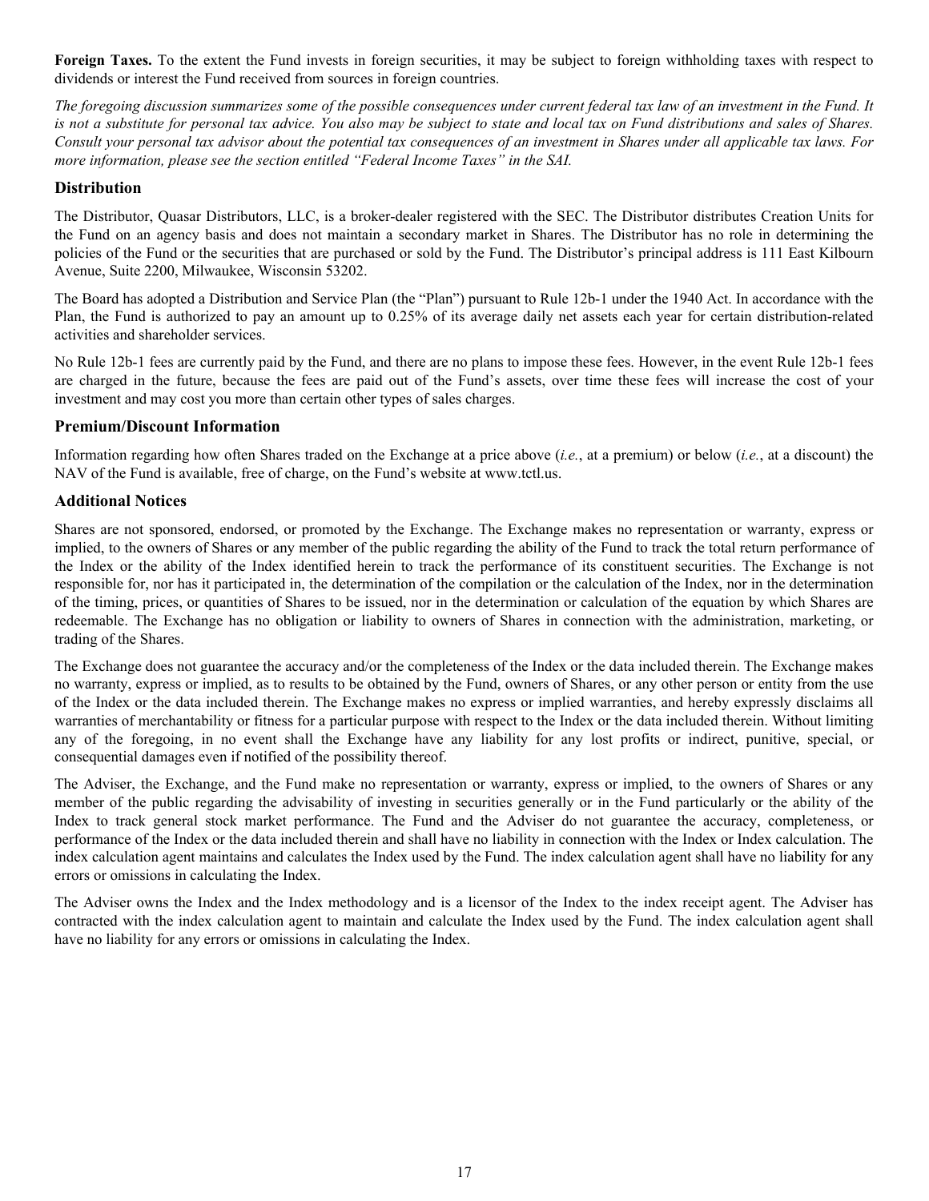**Foreign Taxes.** To the extent the Fund invests in foreign securities, it may be subject to foreign withholding taxes with respect to dividends or interest the Fund received from sources in foreign countries.

*The foregoing discussion summarizes some of the possible consequences under current federal tax law of an investment in the Fund. It is not a substitute for personal tax advice. You also may be subject to state and local tax on Fund distributions and sales of Shares. Consult your personal tax advisor about the potential tax consequences of an investment in Shares under all applicable tax laws. For more information, please see the section entitled "Federal Income Taxes" in the SAI.*

### Distribution

The Distributor, Quasar Distributors, LLC, is a broker-dealer registered with the SEC. The Distributor distributes Creation Units for the Fund on an agency basis and does not maintain a secondary market in Shares. The Distributor has no role in determining the policies of the Fund or the securities that are purchased or sold by the Fund. The Distributor's principal address is 111 East Kilbourn Avenue, Suite 2200, Milwaukee, Wisconsin 53202.

The Board has adopted a Distribution and Service Plan (the "Plan") pursuant to Rule 12b-1 under the 1940 Act. In accordance with the Plan, the Fund is authorized to pay an amount up to 0.25% of its average daily net assets each year for certain distribution-related activities and shareholder services.

No Rule 12b-1 fees are currently paid by the Fund, and there are no plans to impose these fees. However, in the event Rule 12b-1 fees are charged in the future, because the fees are paid out of the Fund's assets, over time these fees will increase the cost of your investment and may cost you more than certain other types of sales charges.

### Premium/Discount Information

Information regarding how often Shares traded on the Exchange at a price above (*i.e.*, at a premium) or below (*i.e.*, at a discount) the NAV of the Fund is available, free of charge, on the Fund's website at www.tctl.us.

### Additional Notices

Shares are not sponsored, endorsed, or promoted by the Exchange. The Exchange makes no representation or warranty, express or implied, to the owners of Shares or any member of the public regarding the ability of the Fund to track the total return performance of the Index or the ability of the Index identified herein to track the performance of its constituent securities. The Exchange is not responsible for, nor has it participated in, the determination of the compilation or the calculation of the Index, nor in the determination of the timing, prices, or quantities of Shares to be issued, nor in the determination or calculation of the equation by which Shares are redeemable. The Exchange has no obligation or liability to owners of Shares in connection with the administration, marketing, or trading of the Shares.

The Exchange does not guarantee the accuracy and/or the completeness of the Index or the data included therein. The Exchange makes no warranty, express or implied, as to results to be obtained by the Fund, owners of Shares, or any other person or entity from the use of the Index or the data included therein. The Exchange makes no express or implied warranties, and hereby expressly disclaims all warranties of merchantability or fitness for a particular purpose with respect to the Index or the data included therein. Without limiting any of the foregoing, in no event shall the Exchange have any liability for any lost profits or indirect, punitive, special, or consequential damages even if notified of the possibility thereof.

The Adviser, the Exchange, and the Fund make no representation or warranty, express or implied, to the owners of Shares or any member of the public regarding the advisability of investing in securities generally or in the Fund particularly or the ability of the Index to track general stock market performance. The Fund and the Adviser do not guarantee the accuracy, completeness, or performance of the Index or the data included therein and shall have no liability in connection with the Index or Index calculation. The index calculation agent maintains and calculates the Index used by the Fund. The index calculation agent shall have no liability for any errors or omissions in calculating the Index.

The Adviser owns the Index and the Index methodology and is a licensor of the Index to the index receipt agent. The Adviser has contracted with the index calculation agent to maintain and calculate the Index used by the Fund. The index calculation agent shall have no liability for any errors or omissions in calculating the Index.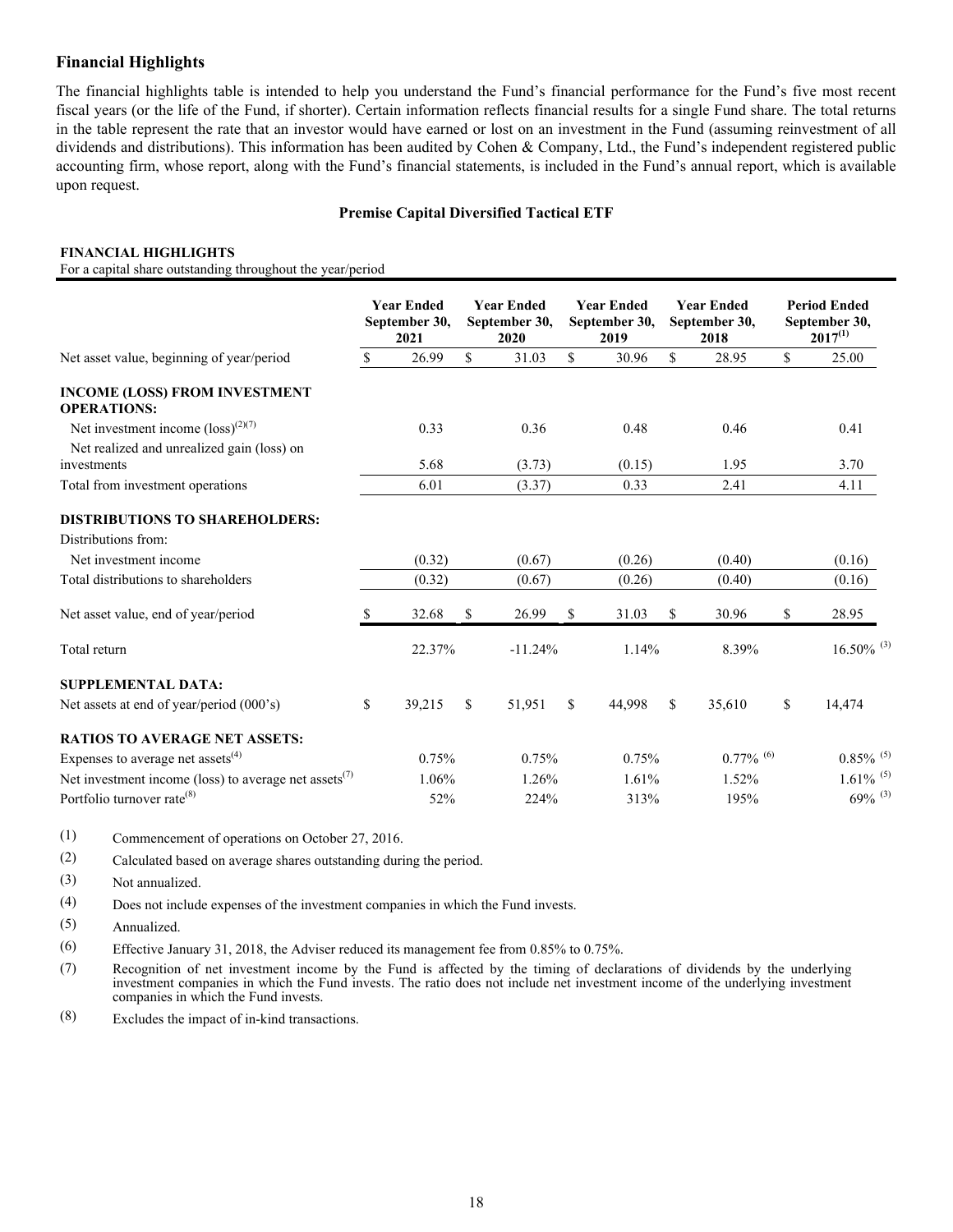## Financial Highlights

The financial highlights table is intended to help you understand the Fund's financial performance for the Fund's five most recent fiscal years (or the life of the Fund, if shorter). Certain information reflects financial results for a single Fund share. The total returns in the table represent the rate that an investor would have earned or lost on an investment in the Fund (assuming reinvestment of all dividends and distributions). This information has been audited by Cohen & Company, Ltd., the Fund's independent registered public accounting firm, whose report, along with the Fund's financial statements, is included in the Fund's annual report, which is available upon request.

### Premise Capital Diversified Tactical ETF

**FINANCIAL HIGHLIGHTS**
For a capital share outstanding throughout the year/period

| | Year Ended September 30, 2021 | Year Ended September 30, 2020 | Year Ended September 30, 2019 | Year Ended September 30, 2018 | Period Ended September 30, 2017[(1)] |
|---|---|---|---|---|---|
| Net asset value, beginning of year/period | $ 26.99 | $ 31.03 | $ 30.96 | $ 28.95 | $ 25.00 |
| **INCOME (LOSS) FROM INVESTMENT OPERATIONS:** | | | | | |
| Net investment income (loss)[(2)(7)] | 0.33 | 0.36 | 0.48 | 0.46 | 0.41 |
| Net realized and unrealized gain (loss) on investments | 5.68 | (3.73) | (0.15) | 1.95 | 3.70 |
| Total from investment operations | 6.01 | (3.37) | 0.33 | 2.41 | 4.11 |
| **DISTRIBUTIONS TO SHAREHOLDERS:** | | | | | |
| Distributions from: | | | | | |
| Net investment income | (0.32) | (0.67) | (0.26) | (0.40) | (0.16) |
| Total distributions to shareholders | (0.32) | (0.67) | (0.26) | (0.40) | (0.16) |
| Net asset value, end of year/period | $ 32.68 | $ 26.99 | $ 31.03 | $ 30.96 | $ 28.95 |
| Total return | 22.37% | -11.24% | 1.14% | 8.39% | 16.50% [(3)] |
| **SUPPLEMENTAL DATA:** | | | | | |
| Net assets at end of year/period (000's) | $ 39,215 | $ 51,951 | $ 44,998 | $ 35,610 | $ 14,474 |
| **RATIOS TO AVERAGE NET ASSETS:** | | | | | |
| Expenses to average net assets[(4)] | 0.75% | 0.75% | 0.75% | 0.77% [(6)] | 0.85% [(5)] |
| Net investment income (loss) to average net assets[(7)] | 1.06% | 1.26% | 1.61% | 1.52% | 1.61% [(5)] |
| Portfolio turnover rate[(8)] | 52% | 224% | 313% | 195% | 69% [(3)] |

(1) Commencement of operations on October 27, 2016.

(2) Calculated based on average shares outstanding during the period.

(3) Not annualized.

(4) Does not include expenses of the investment companies in which the Fund invests.

(5) Annualized.

(6) Effective January 31, 2018, the Adviser reduced its management fee from 0.85% to 0.75%.

(7) Recognition of net investment income by the Fund is affected by the timing of declarations of dividends by the underlying investment companies in which the Fund invests. The ratio does not include net investment income of the underlying investment companies in which the Fund invests.

(8) Excludes the impact of in-kind transactions.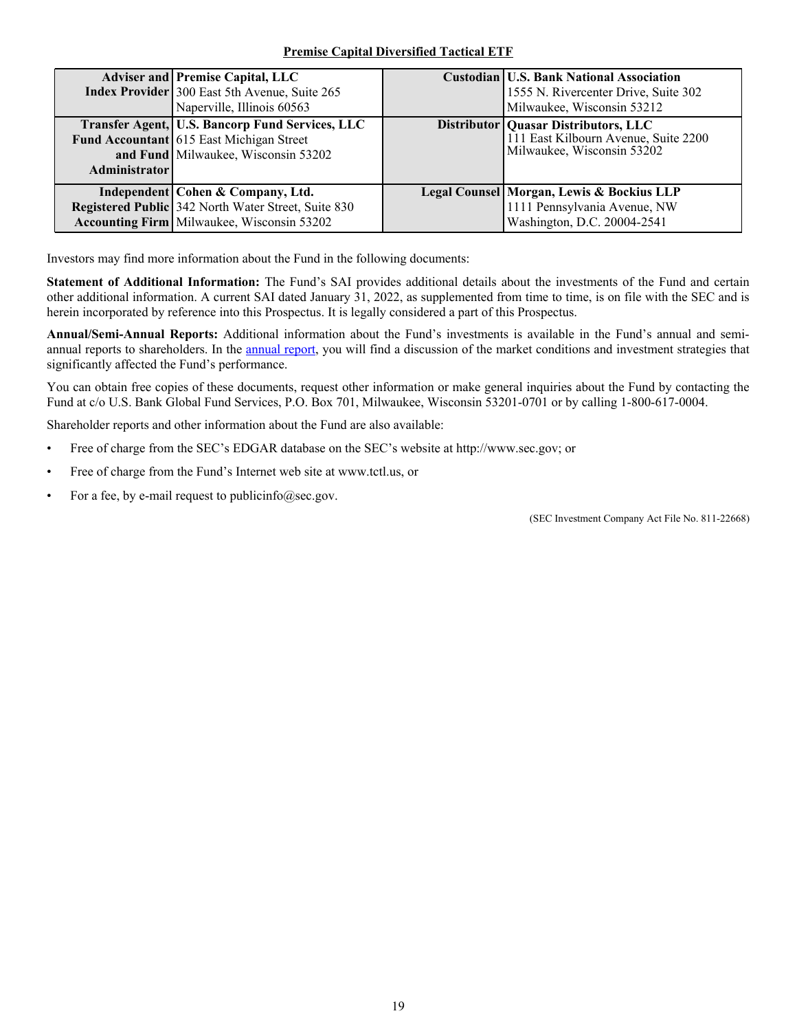**Premise Capital Diversified Tactical ETF**

| | | | |
|---|---|---|---|
| **Adviser and Index Provider** | **Premise Capital, LLC**<br>300 East 5th Avenue, Suite 265<br>Naperville, Illinois 60563 | **Custodian** | **U.S. Bank National Association**<br>1555 N. Rivercenter Drive, Suite 302<br>Milwaukee, Wisconsin 53212 |
| **Transfer Agent, Fund Accountant and Fund Administrator** | **U.S. Bancorp Fund Services, LLC**<br>615 East Michigan Street<br>Milwaukee, Wisconsin 53202 | **Distributor** | **Quasar Distributors, LLC**<br>111 East Kilbourn Avenue, Suite 2200<br>Milwaukee, Wisconsin 53202 |
| **Independent Registered Public Accounting Firm** | **Cohen & Company, Ltd.**<br>342 North Water Street, Suite 830<br>Milwaukee, Wisconsin 53202 | **Legal Counsel** | **Morgan, Lewis & Bockius LLP**<br>1111 Pennsylvania Avenue, NW<br>Washington, D.C. 20004-2541 |

Investors may find more information about the Fund in the following documents:

**Statement of Additional Information:** The Fund's SAI provides additional details about the investments of the Fund and certain other additional information. A current SAI dated January 31, 2022, as supplemented from time to time, is on file with the SEC and is herein incorporated by reference into this Prospectus. It is legally considered a part of this Prospectus.

**Annual/Semi-Annual Reports:** Additional information about the Fund's investments is available in the Fund's annual and semi-annual reports to shareholders. In the annual report, you will find a discussion of the market conditions and investment strategies that significantly affected the Fund's performance.

You can obtain free copies of these documents, request other information or make general inquiries about the Fund by contacting the Fund at c/o U.S. Bank Global Fund Services, P.O. Box 701, Milwaukee, Wisconsin 53201-0701 or by calling 1-800-617-0004.

Shareholder reports and other information about the Fund are also available:

- Free of charge from the SEC's EDGAR database on the SEC's website at http://www.sec.gov; or
- Free of charge from the Fund's Internet web site at www.tctl.us, or
- For a fee, by e-mail request to publicinfo@sec.gov.

(SEC Investment Company Act File No. 811-22668)